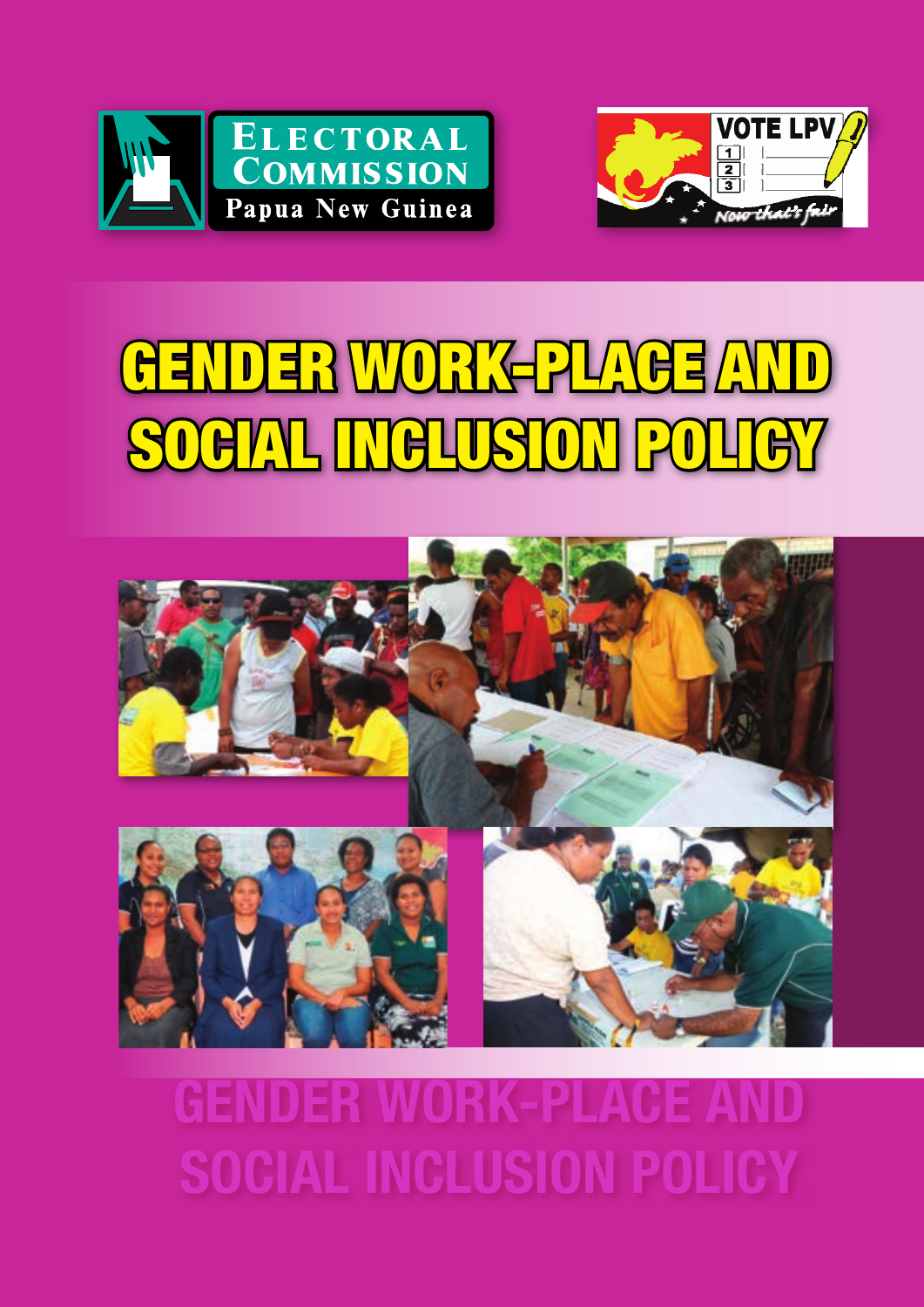ELECTORAL COMMISSION
Papua New Guinea

VOTE LPV
Now that's fair

# GENDER WORK-PLACE AND SOCIAL INCLUSION POLICY

GENDER WORK-PLACE AND SOCIAL INCLUSION POLICY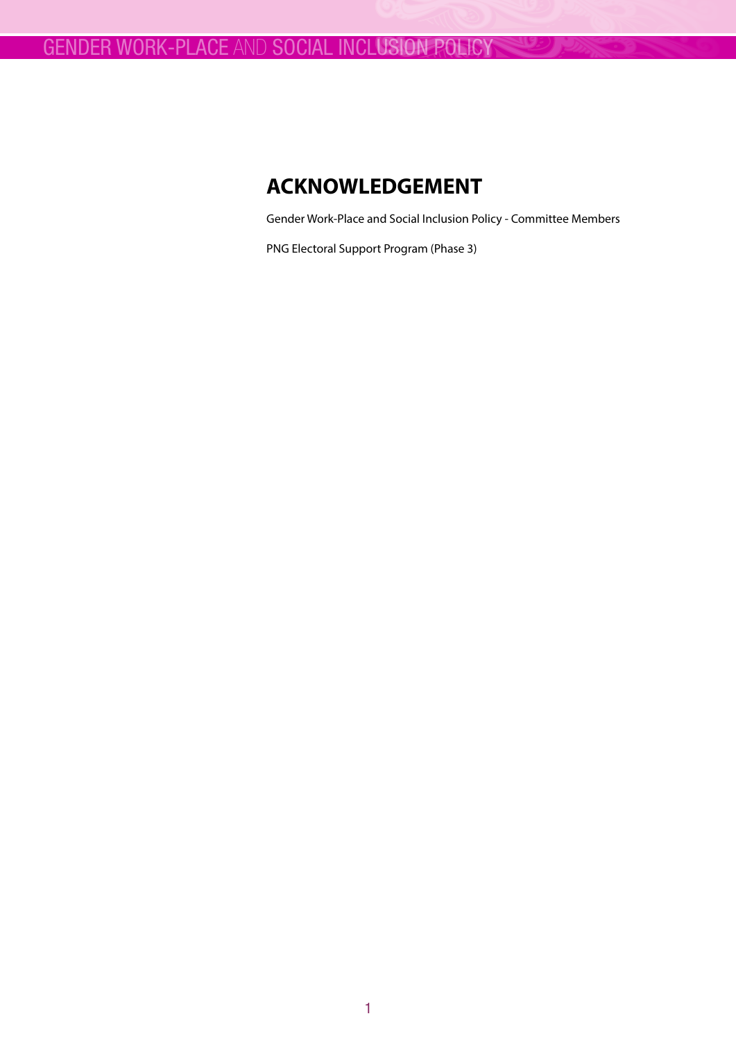# ACKNOWLEDGEMENT

Gender Work-Place and Social Inclusion Policy - Committee Members

PNG Electoral Support Program (Phase 3)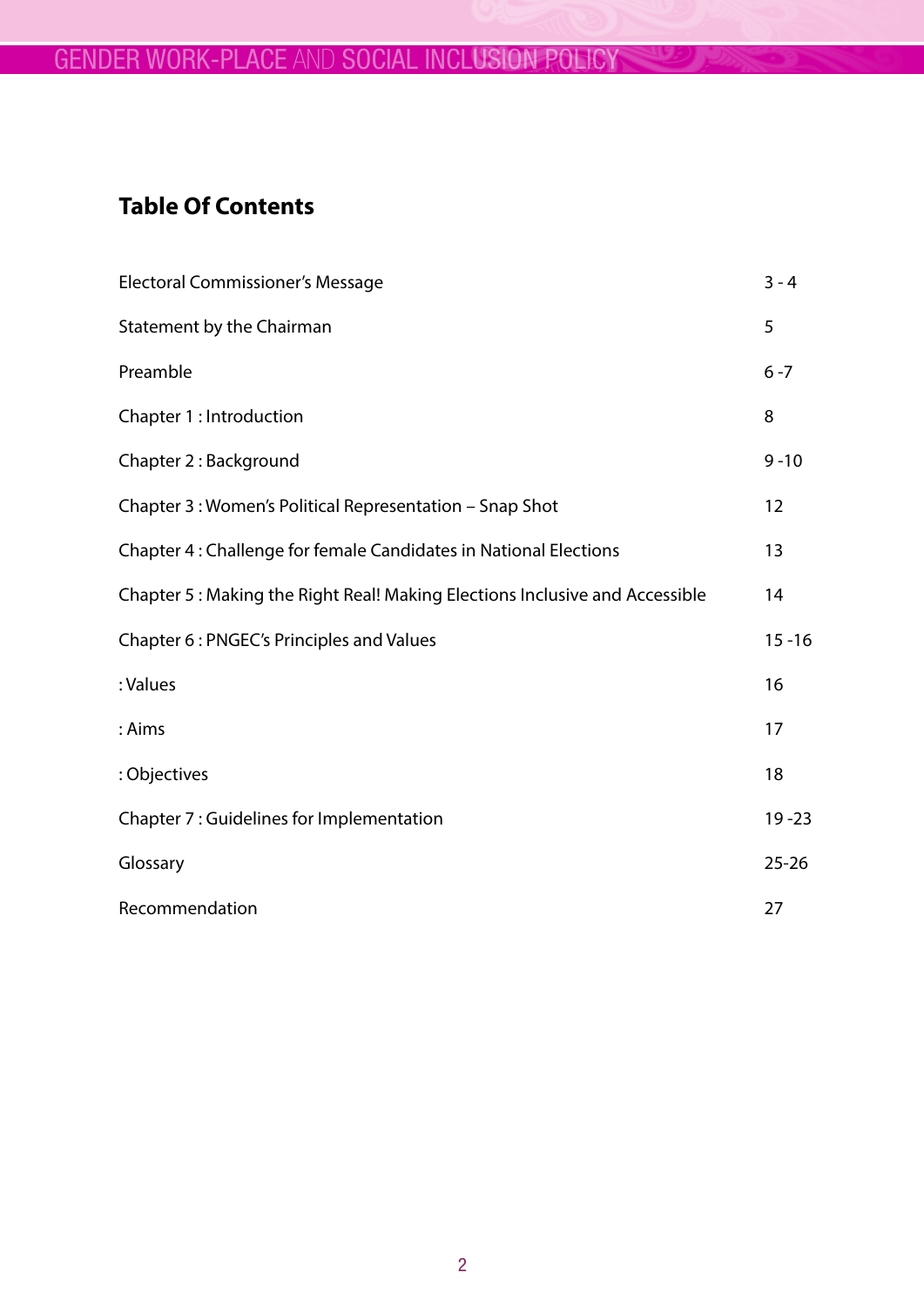## Table Of Contents

| | |
|---|---|
| Electoral Commissioner's Message | 3 - 4 |
| Statement by the Chairman | 5 |
| Preamble | 6 -7 |
| Chapter 1 : Introduction | 8 |
| Chapter 2 : Background | 9 -10 |
| Chapter 3 : Women's Political Representation – Snap Shot | 12 |
| Chapter 4 : Challenge for female Candidates in National Elections | 13 |
| Chapter 5 : Making the Right Real! Making Elections Inclusive and Accessible | 14 |
| Chapter 6 : PNGEC's Principles and Values | 15 -16 |
| : Values | 16 |
| : Aims | 17 |
| : Objectives | 18 |
| Chapter 7 : Guidelines for Implementation | 19 -23 |
| Glossary | 25-26 |
| Recommendation | 27 |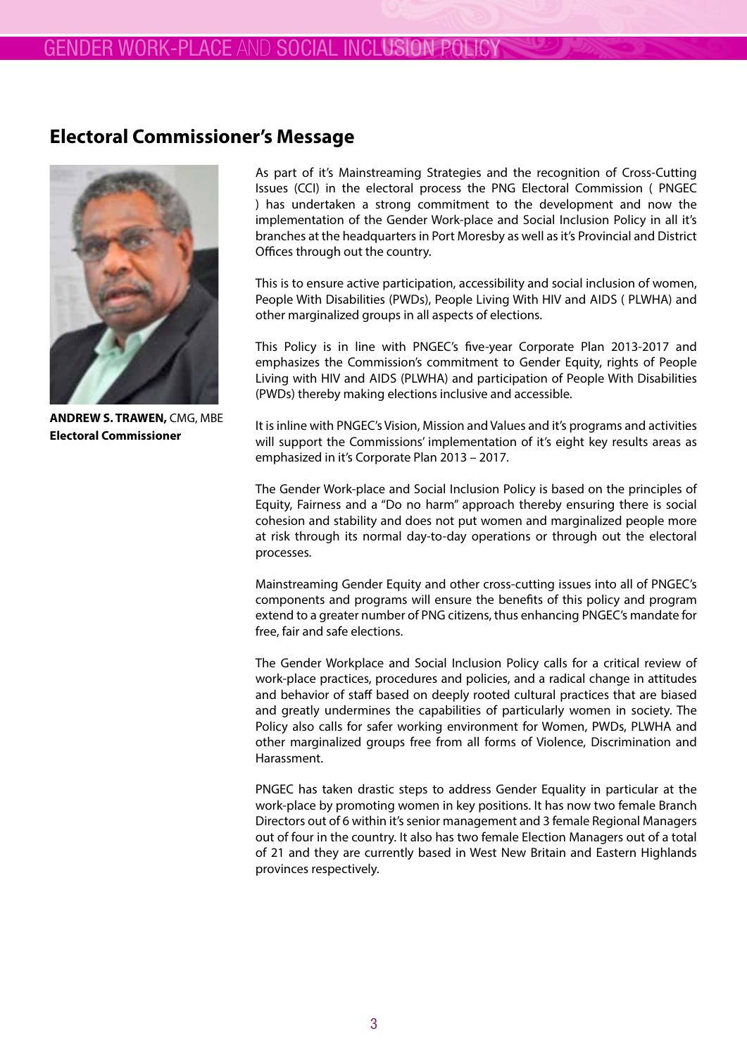## Electoral Commissioner's Message

**ANDREW S. TRAWEN,** CMG, MBE
**Electoral Commissioner**

As part of it's Mainstreaming Strategies and the recognition of Cross-Cutting Issues (CCI) in the electoral process the PNG Electoral Commission ( PNGEC ) has undertaken a strong commitment to the development and now the implementation of the Gender Work-place and Social Inclusion Policy in all it's branches at the headquarters in Port Moresby as well as it's Provincial and District Offices through out the country.

This is to ensure active participation, accessibility and social inclusion of women, People With Disabilities (PWDs), People Living With HIV and AIDS ( PLWHA) and other marginalized groups in all aspects of elections.

This Policy is in line with PNGEC's five-year Corporate Plan 2013-2017 and emphasizes the Commission's commitment to Gender Equity, rights of People Living with HIV and AIDS (PLWHA) and participation of People With Disabilities (PWDs) thereby making elections inclusive and accessible.

It is inline with PNGEC's Vision, Mission and Values and it's programs and activities will support the Commissions' implementation of it's eight key results areas as emphasized in it's Corporate Plan 2013 – 2017.

The Gender Work-place and Social Inclusion Policy is based on the principles of Equity, Fairness and a "Do no harm" approach thereby ensuring there is social cohesion and stability and does not put women and marginalized people more at risk through its normal day-to-day operations or through out the electoral processes.

Mainstreaming Gender Equity and other cross-cutting issues into all of PNGEC's components and programs will ensure the benefits of this policy and program extend to a greater number of PNG citizens, thus enhancing PNGEC's mandate for free, fair and safe elections.

The Gender Workplace and Social Inclusion Policy calls for a critical review of work-place practices, procedures and policies, and a radical change in attitudes and behavior of staff based on deeply rooted cultural practices that are biased and greatly undermines the capabilities of particularly women in society. The Policy also calls for safer working environment for Women, PWDs, PLWHA and other marginalized groups free from all forms of Violence, Discrimination and Harassment.

PNGEC has taken drastic steps to address Gender Equality in particular at the work-place by promoting women in key positions. It has now two female Branch Directors out of 6 within it's senior management and 3 female Regional Managers out of four in the country. It also has two female Election Managers out of a total of 21 and they are currently based in West New Britain and Eastern Highlands provinces respectively.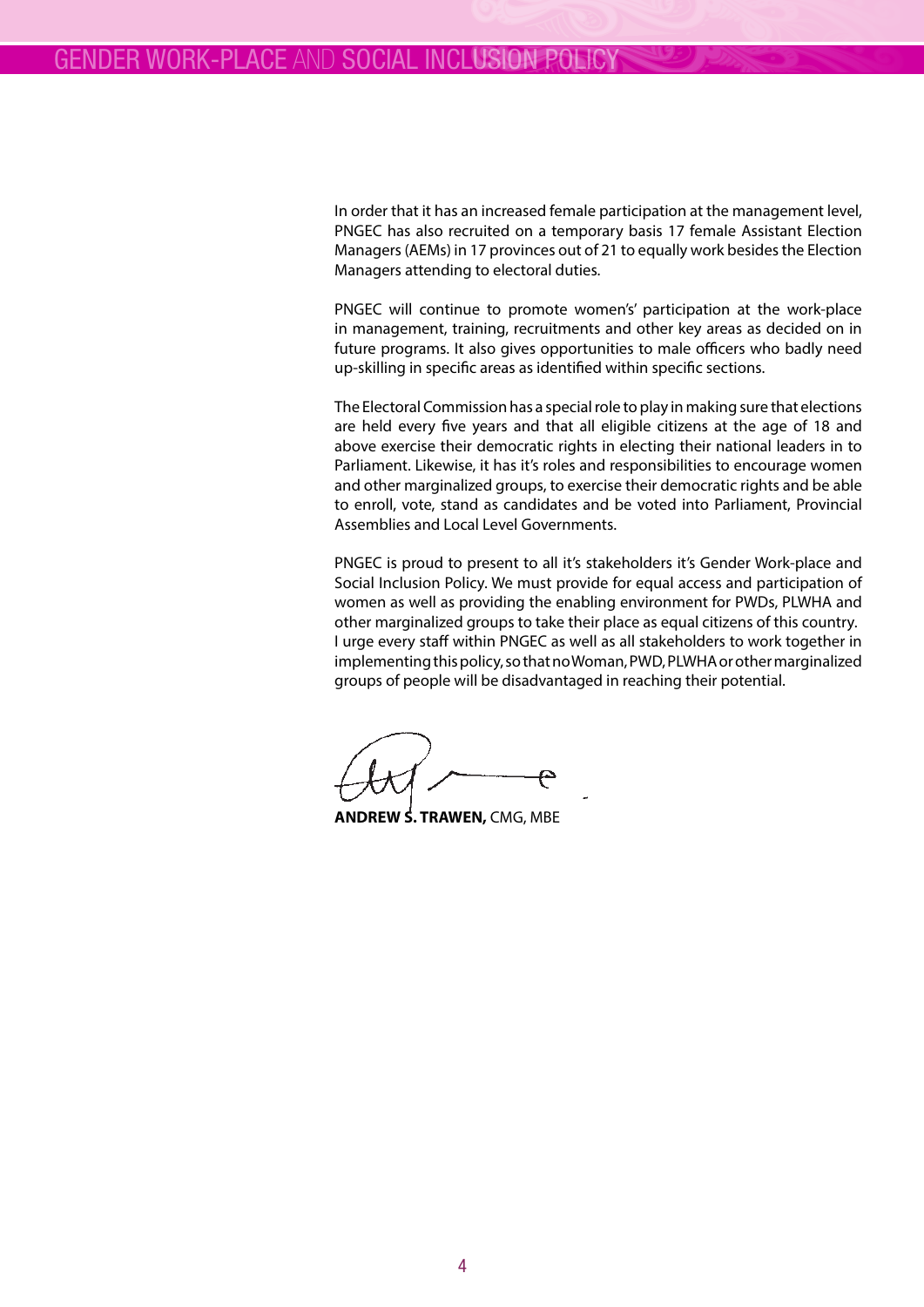In order that it has an increased female participation at the management level, PNGEC has also recruited on a temporary basis 17 female Assistant Election Managers (AEMs) in 17 provinces out of 21 to equally work besides the Election Managers attending to electoral duties.

PNGEC will continue to promote women's' participation at the work-place in management, training, recruitments and other key areas as decided on in future programs. It also gives opportunities to male officers who badly need up-skilling in specific areas as identified within specific sections.

The Electoral Commission has a special role to play in making sure that elections are held every five years and that all eligible citizens at the age of 18 and above exercise their democratic rights in electing their national leaders in to Parliament. Likewise, it has it's roles and responsibilities to encourage women and other marginalized groups, to exercise their democratic rights and be able to enroll, vote, stand as candidates and be voted into Parliament, Provincial Assemblies and Local Level Governments.

PNGEC is proud to present to all it's stakeholders it's Gender Work-place and Social Inclusion Policy. We must provide for equal access and participation of women as well as providing the enabling environment for PWDs, PLWHA and other marginalized groups to take their place as equal citizens of this country. I urge every staff within PNGEC as well as all stakeholders to work together in implementing this policy, so that no Woman, PWD, PLWHA or other marginalized groups of people will be disadvantaged in reaching their potential.

**ANDREW S. TRAWEN,** CMG, MBE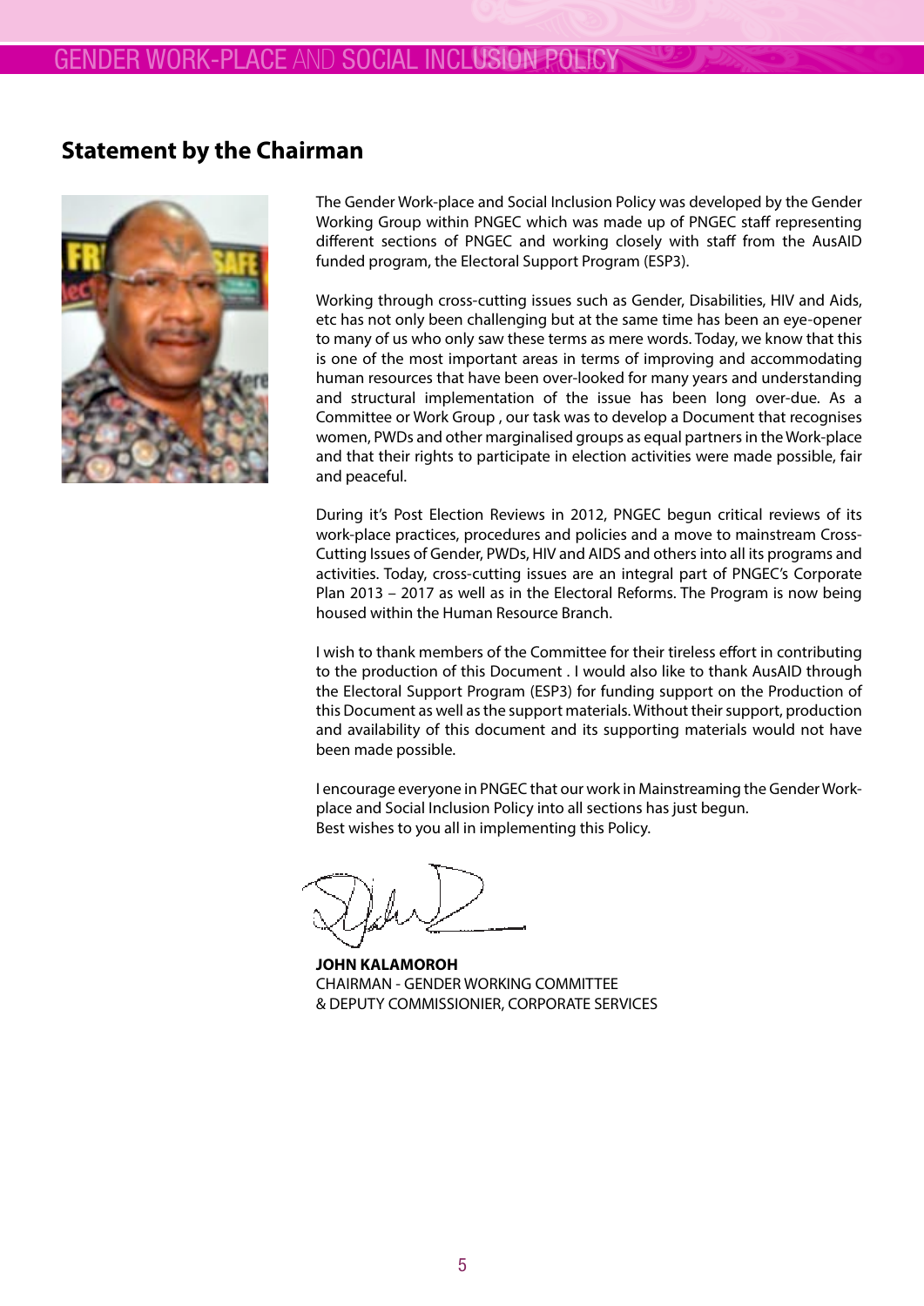## Statement by the Chairman

The Gender Work-place and Social Inclusion Policy was developed by the Gender Working Group within PNGEC which was made up of PNGEC staff representing different sections of PNGEC and working closely with staff from the AusAID funded program, the Electoral Support Program (ESP3).

Working through cross-cutting issues such as Gender, Disabilities, HIV and Aids, etc has not only been challenging but at the same time has been an eye-opener to many of us who only saw these terms as mere words. Today, we know that this is one of the most important areas in terms of improving and accommodating human resources that have been over-looked for many years and understanding and structural implementation of the issue has been long over-due. As a Committee or Work Group , our task was to develop a Document that recognises women, PWDs and other marginalised groups as equal partners in the Work-place and that their rights to participate in election activities were made possible, fair and peaceful.

During it's Post Election Reviews in 2012, PNGEC begun critical reviews of its work-place practices, procedures and policies and a move to mainstream Cross-Cutting Issues of Gender, PWDs, HIV and AIDS and others into all its programs and activities. Today, cross-cutting issues are an integral part of PNGEC's Corporate Plan 2013 – 2017 as well as in the Electoral Reforms. The Program is now being housed within the Human Resource Branch.

I wish to thank members of the Committee for their tireless effort in contributing to the production of this Document . I would also like to thank AusAID through the Electoral Support Program (ESP3) for funding support on the Production of this Document as well as the support materials. Without their support, production and availability of this document and its supporting materials would not have been made possible.

I encourage everyone in PNGEC that our work in Mainstreaming the Gender Work-place and Social Inclusion Policy into all sections has just begun.
Best wishes to you all in implementing this Policy.

**JOHN KALAMOROH**
CHAIRMAN - GENDER WORKING COMMITTEE
& DEPUTY COMMISSIONIER, CORPORATE SERVICES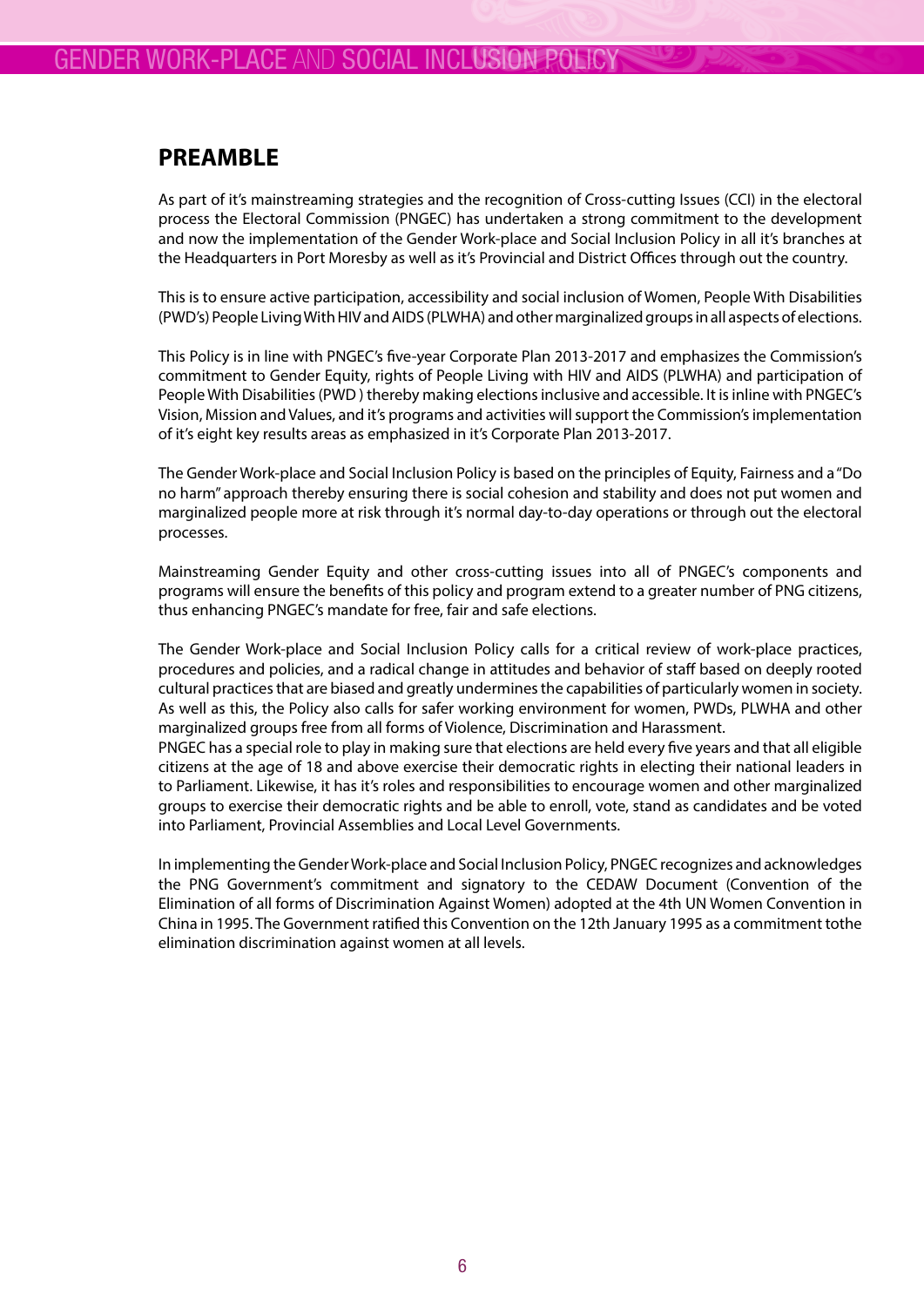## PREAMBLE

As part of it's mainstreaming strategies and the recognition of Cross-cutting Issues (CCI) in the electoral process the Electoral Commission (PNGEC) has undertaken a strong commitment to the development and now the implementation of the Gender Work-place and Social Inclusion Policy in all it's branches at the Headquarters in Port Moresby as well as it's Provincial and District Offices through out the country.

This is to ensure active participation, accessibility and social inclusion of Women, People With Disabilities (PWD's) People Living With HIV and AIDS (PLWHA) and other marginalized groups in all aspects of elections.

This Policy is in line with PNGEC's five-year Corporate Plan 2013-2017 and emphasizes the Commission's commitment to Gender Equity, rights of People Living with HIV and AIDS (PLWHA) and participation of People With Disabilities (PWD ) thereby making elections inclusive and accessible. It is inline with PNGEC's Vision, Mission and Values, and it's programs and activities will support the Commission's implementation of it's eight key results areas as emphasized in it's Corporate Plan 2013-2017.

The Gender Work-place and Social Inclusion Policy is based on the principles of Equity, Fairness and a "Do no harm" approach thereby ensuring there is social cohesion and stability and does not put women and marginalized people more at risk through it's normal day-to-day operations or through out the electoral processes.

Mainstreaming Gender Equity and other cross-cutting issues into all of PNGEC's components and programs will ensure the benefits of this policy and program extend to a greater number of PNG citizens, thus enhancing PNGEC's mandate for free, fair and safe elections.

The Gender Work-place and Social Inclusion Policy calls for a critical review of work-place practices, procedures and policies, and a radical change in attitudes and behavior of staff based on deeply rooted cultural practices that are biased and greatly undermines the capabilities of particularly women in society. As well as this, the Policy also calls for safer working environment for women, PWDs, PLWHA and other marginalized groups free from all forms of Violence, Discrimination and Harassment.

PNGEC has a special role to play in making sure that elections are held every five years and that all eligible citizens at the age of 18 and above exercise their democratic rights in electing their national leaders in to Parliament. Likewise, it has it's roles and responsibilities to encourage women and other marginalized groups to exercise their democratic rights and be able to enroll, vote, stand as candidates and be voted into Parliament, Provincial Assemblies and Local Level Governments.

In implementing the Gender Work-place and Social Inclusion Policy, PNGEC recognizes and acknowledges the PNG Government's commitment and signatory to the CEDAW Document (Convention of the Elimination of all forms of Discrimination Against Women) adopted at the 4th UN Women Convention in China in 1995. The Government ratified this Convention on the 12th January 1995 as a commitment tothe elimination discrimination against women at all levels.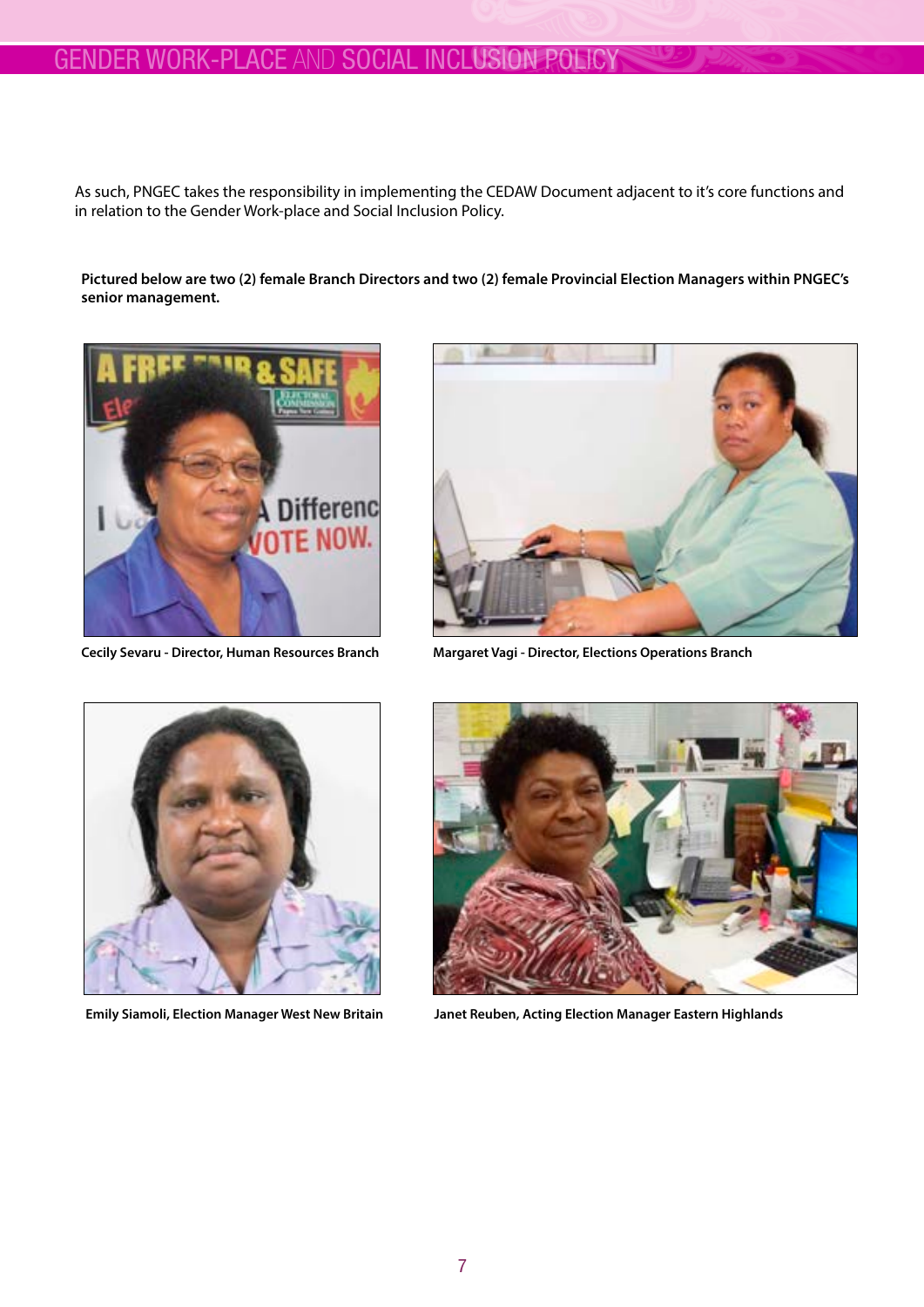As such, PNGEC takes the responsibility in implementing the CEDAW Document adjacent to it's core functions and in relation to the Gender Work-place and Social Inclusion Policy.

**Pictured below are two (2) female Branch Directors and two (2) female Provincial Election Managers within PNGEC's senior management.**

**Cecily Sevaru - Director, Human Resources Branch**

**Margaret Vagi - Director, Elections Operations Branch**

**Emily Siamoli, Election Manager West New Britain**

**Janet Reuben, Acting Election Manager Eastern Highlands**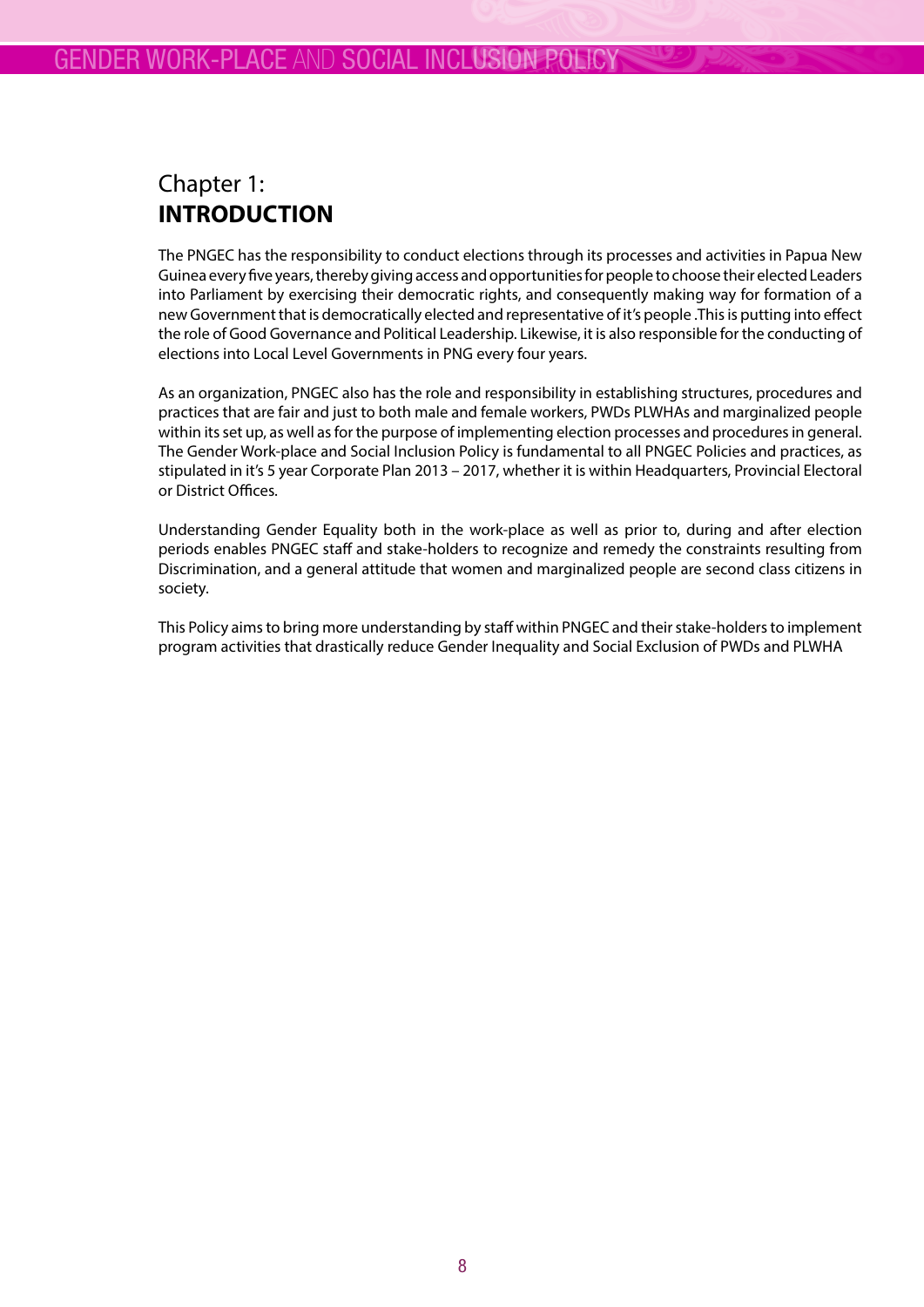# Chapter 1: **INTRODUCTION**

The PNGEC has the responsibility to conduct elections through its processes and activities in Papua New Guinea every five years, thereby giving access and opportunities for people to choose their elected Leaders into Parliament by exercising their democratic rights, and consequently making way for formation of a new Government that is democratically elected and representative of it's people .This is putting into effect the role of Good Governance and Political Leadership. Likewise, it is also responsible for the conducting of elections into Local Level Governments in PNG every four years.

As an organization, PNGEC also has the role and responsibility in establishing structures, procedures and practices that are fair and just to both male and female workers, PWDs PLWHAs and marginalized people within its set up, as well as for the purpose of implementing election processes and procedures in general. The Gender Work-place and Social Inclusion Policy is fundamental to all PNGEC Policies and practices, as stipulated in it's 5 year Corporate Plan 2013 – 2017, whether it is within Headquarters, Provincial Electoral or District Offices.

Understanding Gender Equality both in the work-place as well as prior to, during and after election periods enables PNGEC staff and stake-holders to recognize and remedy the constraints resulting from Discrimination, and a general attitude that women and marginalized people are second class citizens in society.

This Policy aims to bring more understanding by staff within PNGEC and their stake-holders to implement program activities that drastically reduce Gender Inequality and Social Exclusion of PWDs and PLWHA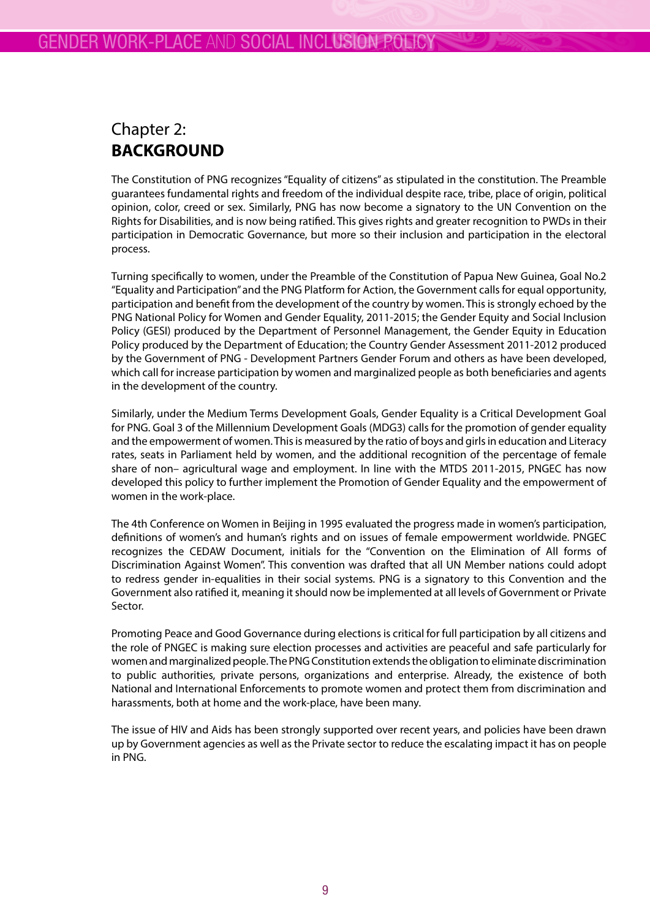# Chapter 2: **BACKGROUND**

The Constitution of PNG recognizes "Equality of citizens" as stipulated in the constitution. The Preamble guarantees fundamental rights and freedom of the individual despite race, tribe, place of origin, political opinion, color, creed or sex. Similarly, PNG has now become a signatory to the UN Convention on the Rights for Disabilities, and is now being ratified. This gives rights and greater recognition to PWDs in their participation in Democratic Governance, but more so their inclusion and participation in the electoral process.

Turning specifically to women, under the Preamble of the Constitution of Papua New Guinea, Goal No.2 "Equality and Participation" and the PNG Platform for Action, the Government calls for equal opportunity, participation and benefit from the development of the country by women. This is strongly echoed by the PNG National Policy for Women and Gender Equality, 2011-2015; the Gender Equity and Social Inclusion Policy (GESI) produced by the Department of Personnel Management, the Gender Equity in Education Policy produced by the Department of Education; the Country Gender Assessment 2011-2012 produced by the Government of PNG - Development Partners Gender Forum and others as have been developed, which call for increase participation by women and marginalized people as both beneficiaries and agents in the development of the country.

Similarly, under the Medium Terms Development Goals, Gender Equality is a Critical Development Goal for PNG. Goal 3 of the Millennium Development Goals (MDG3) calls for the promotion of gender equality and the empowerment of women. This is measured by the ratio of boys and girls in education and Literacy rates, seats in Parliament held by women, and the additional recognition of the percentage of female share of non– agricultural wage and employment. In line with the MTDS 2011-2015, PNGEC has now developed this policy to further implement the Promotion of Gender Equality and the empowerment of women in the work-place.

The 4th Conference on Women in Beijing in 1995 evaluated the progress made in women's participation, definitions of women's and human's rights and on issues of female empowerment worldwide. PNGEC recognizes the CEDAW Document, initials for the "Convention on the Elimination of All forms of Discrimination Against Women". This convention was drafted that all UN Member nations could adopt to redress gender in-equalities in their social systems. PNG is a signatory to this Convention and the Government also ratified it, meaning it should now be implemented at all levels of Government or Private Sector.

Promoting Peace and Good Governance during elections is critical for full participation by all citizens and the role of PNGEC is making sure election processes and activities are peaceful and safe particularly for women and marginalized people. The PNG Constitution extends the obligation to eliminate discrimination to public authorities, private persons, organizations and enterprise. Already, the existence of both National and International Enforcements to promote women and protect them from discrimination and harassments, both at home and the work-place, have been many.

The issue of HIV and Aids has been strongly supported over recent years, and policies have been drawn up by Government agencies as well as the Private sector to reduce the escalating impact it has on people in PNG.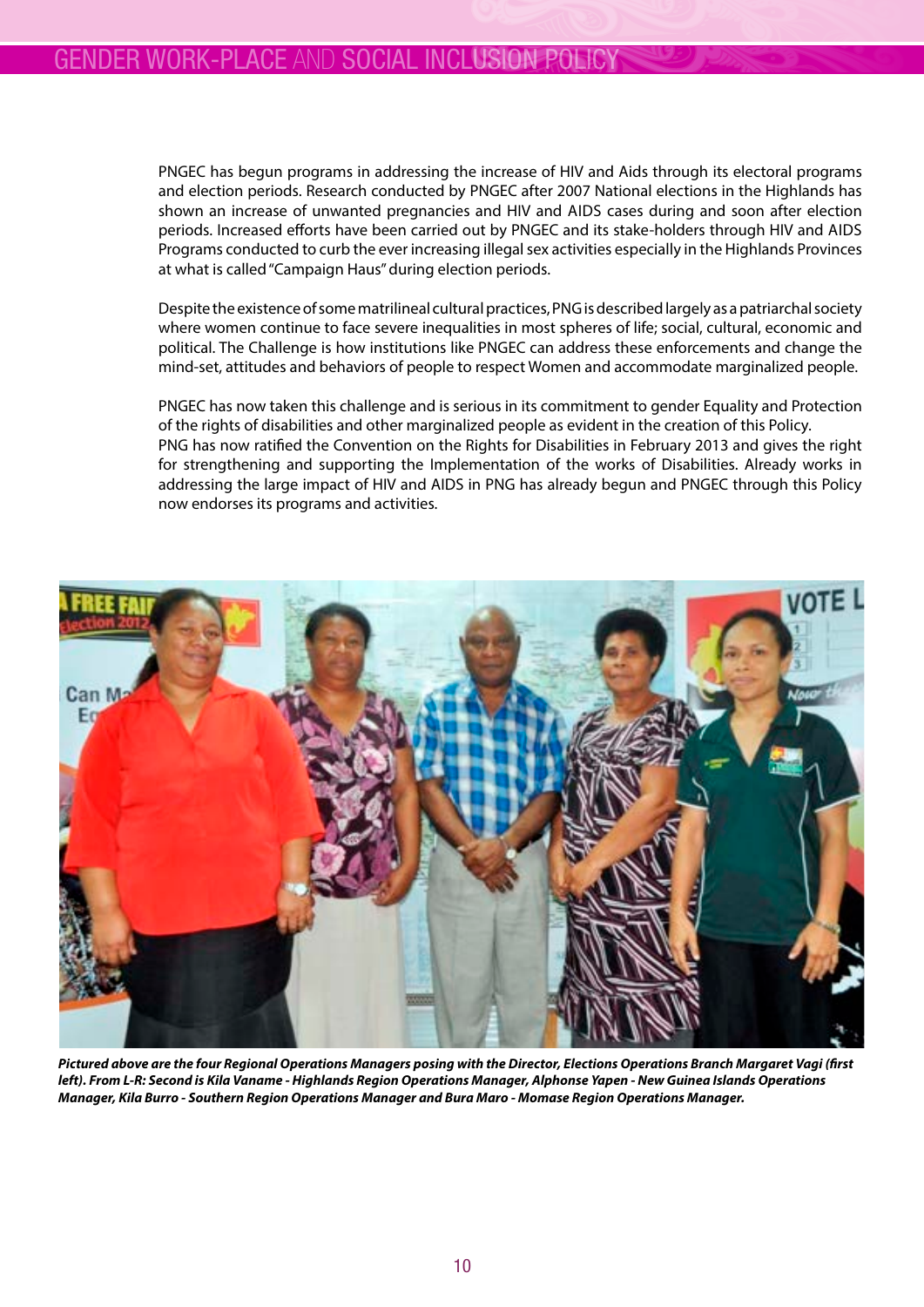PNGEC has begun programs in addressing the increase of HIV and Aids through its electoral programs and election periods. Research conducted by PNGEC after 2007 National elections in the Highlands has shown an increase of unwanted pregnancies and HIV and AIDS cases during and soon after election periods. Increased efforts have been carried out by PNGEC and its stake-holders through HIV and AIDS Programs conducted to curb the ever increasing illegal sex activities especially in the Highlands Provinces at what is called "Campaign Haus" during election periods.

Despite the existence of some matrilineal cultural practices, PNG is described largely as a patriarchal society where women continue to face severe inequalities in most spheres of life; social, cultural, economic and political. The Challenge is how institutions like PNGEC can address these enforcements and change the mind-set, attitudes and behaviors of people to respect Women and accommodate marginalized people.

PNGEC has now taken this challenge and is serious in its commitment to gender Equality and Protection of the rights of disabilities and other marginalized people as evident in the creation of this Policy. PNG has now ratified the Convention on the Rights for Disabilities in February 2013 and gives the right for strengthening and supporting the Implementation of the works of Disabilities. Already works in addressing the large impact of HIV and AIDS in PNG has already begun and PNGEC through this Policy now endorses its programs and activities.

***Pictured above are the four Regional Operations Managers posing with the Director, Elections Operations Branch Margaret Vagi (first left). From L-R: Second is Kila Vaname - Highlands Region Operations Manager, Alphonse Yapen - New Guinea Islands Operations Manager, Kila Burro - Southern Region Operations Manager and Bura Maro - Momase Region Operations Manager.***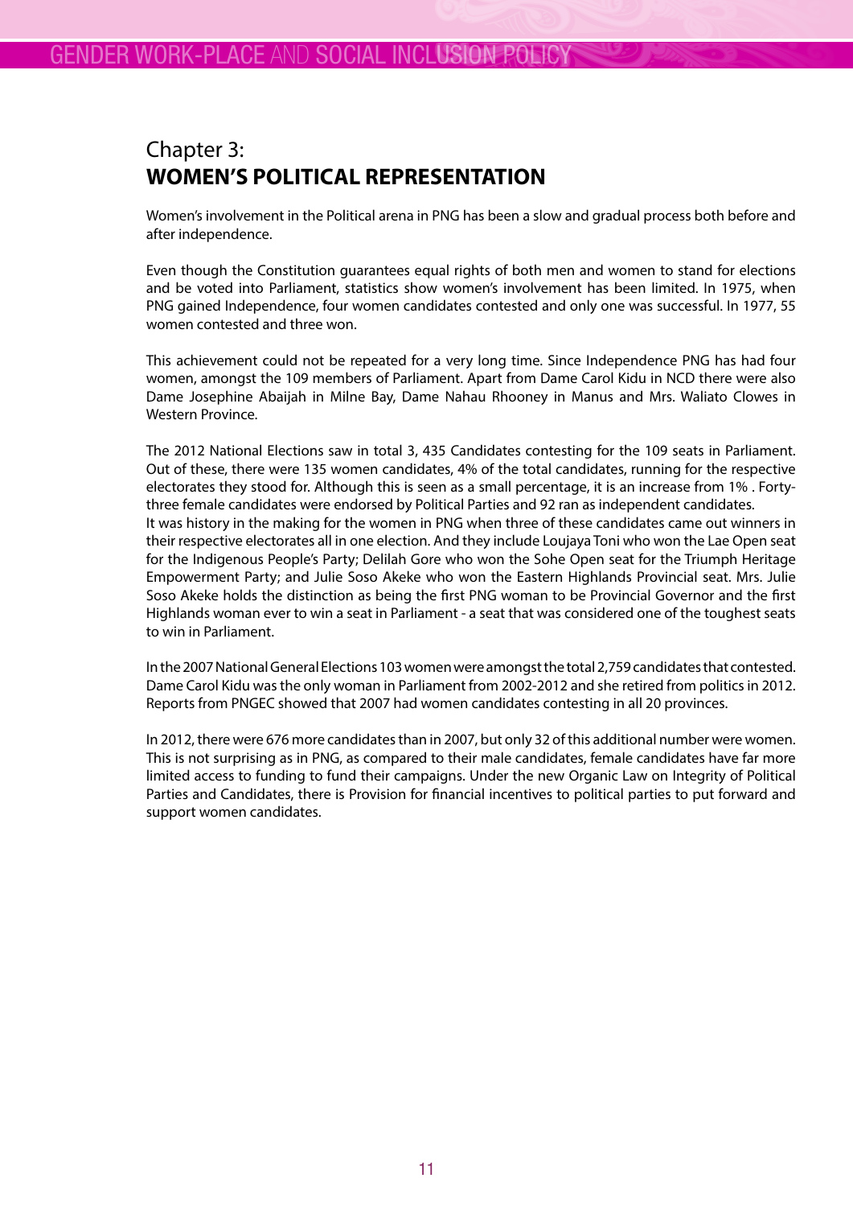# Chapter 3:
# WOMEN'S POLITICAL REPRESENTATION

Women's involvement in the Political arena in PNG has been a slow and gradual process both before and after independence.

Even though the Constitution guarantees equal rights of both men and women to stand for elections and be voted into Parliament, statistics show women's involvement has been limited. In 1975, when PNG gained Independence, four women candidates contested and only one was successful. In 1977, 55 women contested and three won.

This achievement could not be repeated for a very long time. Since Independence PNG has had four women, amongst the 109 members of Parliament. Apart from Dame Carol Kidu in NCD there were also Dame Josephine Abaijah in Milne Bay, Dame Nahau Rhooney in Manus and Mrs. Waliato Clowes in Western Province.

The 2012 National Elections saw in total 3, 435 Candidates contesting for the 109 seats in Parliament. Out of these, there were 135 women candidates, 4% of the total candidates, running for the respective electorates they stood for. Although this is seen as a small percentage, it is an increase from 1% . Forty-three female candidates were endorsed by Political Parties and 92 ran as independent candidates.
It was history in the making for the women in PNG when three of these candidates came out winners in their respective electorates all in one election. And they include Loujaya Toni who won the Lae Open seat for the Indigenous People's Party; Delilah Gore who won the Sohe Open seat for the Triumph Heritage Empowerment Party; and Julie Soso Akeke who won the Eastern Highlands Provincial seat. Mrs. Julie Soso Akeke holds the distinction as being the first PNG woman to be Provincial Governor and the first Highlands woman ever to win a seat in Parliament - a seat that was considered one of the toughest seats to win in Parliament.

In the 2007 National General Elections 103 women were amongst the total 2,759 candidates that contested. Dame Carol Kidu was the only woman in Parliament from 2002-2012 and she retired from politics in 2012. Reports from PNGEC showed that 2007 had women candidates contesting in all 20 provinces.

In 2012, there were 676 more candidates than in 2007, but only 32 of this additional number were women. This is not surprising as in PNG, as compared to their male candidates, female candidates have far more limited access to funding to fund their campaigns. Under the new Organic Law on Integrity of Political Parties and Candidates, there is Provision for financial incentives to political parties to put forward and support women candidates.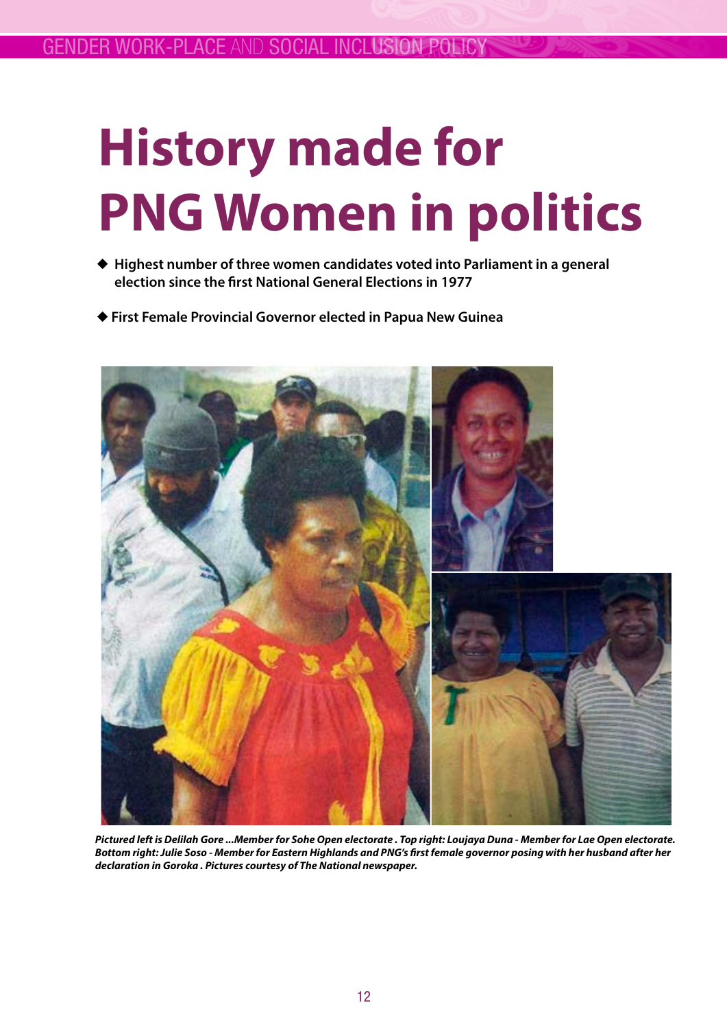# History made for PNG Women in politics

- **Highest number of three women candidates voted into Parliament in a general election since the first National General Elections in 1977**
- **First Female Provincial Governor elected in Papua New Guinea**

***Pictured left is Delilah Gore ...Member for Sohe Open electorate . Top right: Loujaya Duna - Member for Lae Open electorate. Bottom right: Julie Soso - Member for Eastern Highlands and PNG's first female governor posing with her husband after her declaration in Goroka . Pictures courtesy of The National newspaper.***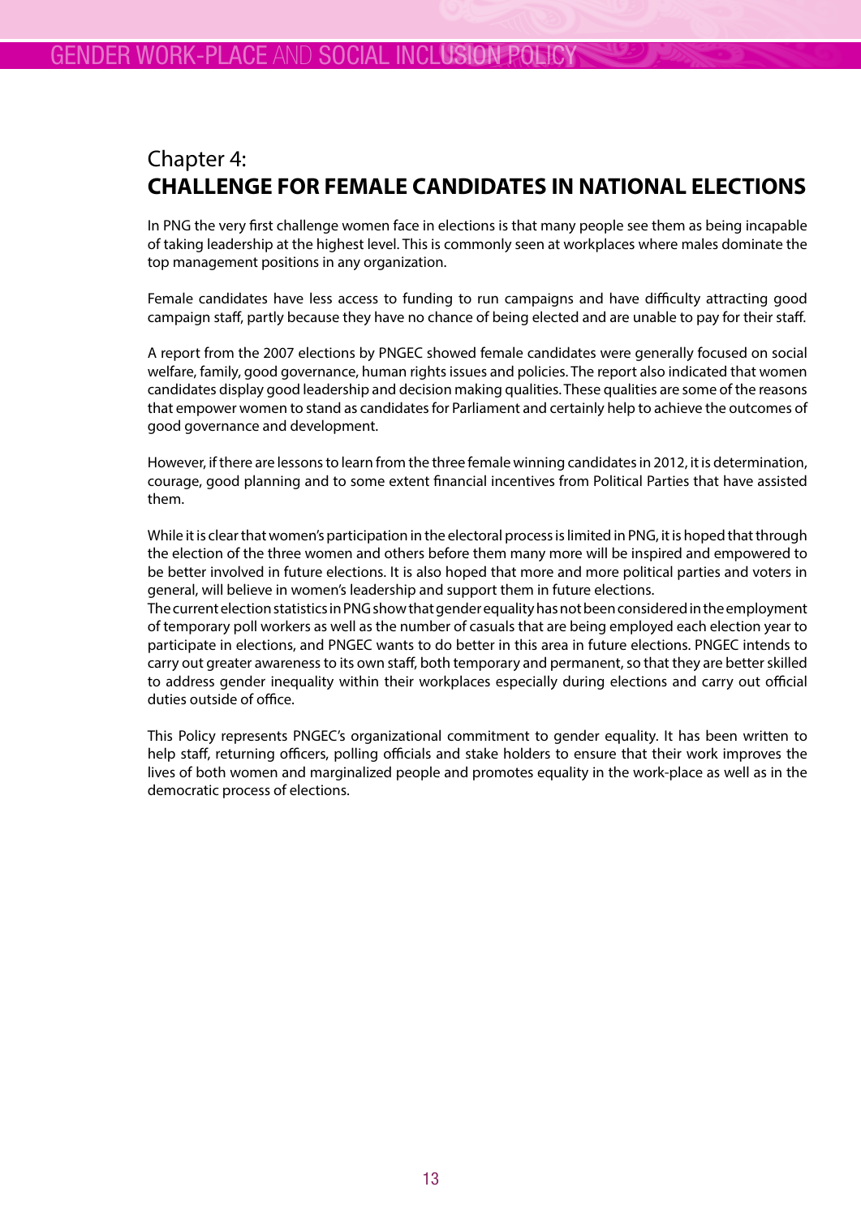# Chapter 4: **CHALLENGE FOR FEMALE CANDIDATES IN NATIONAL ELECTIONS**

In PNG the very first challenge women face in elections is that many people see them as being incapable of taking leadership at the highest level. This is commonly seen at workplaces where males dominate the top management positions in any organization.

Female candidates have less access to funding to run campaigns and have difficulty attracting good campaign staff, partly because they have no chance of being elected and are unable to pay for their staff.

A report from the 2007 elections by PNGEC showed female candidates were generally focused on social welfare, family, good governance, human rights issues and policies. The report also indicated that women candidates display good leadership and decision making qualities. These qualities are some of the reasons that empower women to stand as candidates for Parliament and certainly help to achieve the outcomes of good governance and development.

However, if there are lessons to learn from the three female winning candidates in 2012, it is determination, courage, good planning and to some extent financial incentives from Political Parties that have assisted them.

While it is clear that women's participation in the electoral process is limited in PNG, it is hoped that through the election of the three women and others before them many more will be inspired and empowered to be better involved in future elections. It is also hoped that more and more political parties and voters in general, will believe in women's leadership and support them in future elections.
The current election statistics in PNG show that gender equality has not been considered in the employment of temporary poll workers as well as the number of casuals that are being employed each election year to participate in elections, and PNGEC wants to do better in this area in future elections. PNGEC intends to carry out greater awareness to its own staff, both temporary and permanent, so that they are better skilled to address gender inequality within their workplaces especially during elections and carry out official duties outside of office.

This Policy represents PNGEC's organizational commitment to gender equality. It has been written to help staff, returning officers, polling officials and stake holders to ensure that their work improves the lives of both women and marginalized people and promotes equality in the work-place as well as in the democratic process of elections.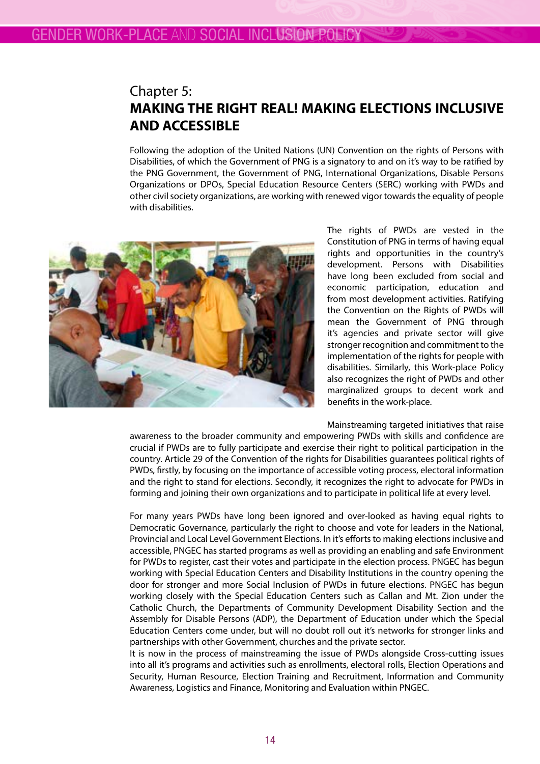## Chapter 5:
# MAKING THE RIGHT REAL! MAKING ELECTIONS INCLUSIVE AND ACCESSIBLE

Following the adoption of the United Nations (UN) Convention on the rights of Persons with Disabilities, of which the Government of PNG is a signatory to and on it's way to be ratified by the PNG Government, the Government of PNG, International Organizations, Disable Persons Organizations or DPOs, Special Education Resource Centers (SERC) working with PWDs and other civil society organizations, are working with renewed vigor towards the equality of people with disabilities.

The rights of PWDs are vested in the Constitution of PNG in terms of having equal rights and opportunities in the country's development. Persons with Disabilities have long been excluded from social and economic participation, education and from most development activities. Ratifying the Convention on the Rights of PWDs will mean the Government of PNG through it's agencies and private sector will give stronger recognition and commitment to the implementation of the rights for people with disabilities. Similarly, this Work-place Policy also recognizes the right of PWDs and other marginalized groups to decent work and benefits in the work-place.

Mainstreaming targeted initiatives that raise awareness to the broader community and empowering PWDs with skills and confidence are crucial if PWDs are to fully participate and exercise their right to political participation in the country. Article 29 of the Convention of the rights for Disabilities guarantees political rights of PWDs, firstly, by focusing on the importance of accessible voting process, electoral information and the right to stand for elections. Secondly, it recognizes the right to advocate for PWDs in forming and joining their own organizations and to participate in political life at every level.

For many years PWDs have long been ignored and over-looked as having equal rights to Democratic Governance, particularly the right to choose and vote for leaders in the National, Provincial and Local Level Government Elections. In it's efforts to making elections inclusive and accessible, PNGEC has started programs as well as providing an enabling and safe Environment for PWDs to register, cast their votes and participate in the election process. PNGEC has begun working with Special Education Centers and Disability Institutions in the country opening the door for stronger and more Social Inclusion of PWDs in future elections. PNGEC has begun working closely with the Special Education Centers such as Callan and Mt. Zion under the Catholic Church, the Departments of Community Development Disability Section and the Assembly for Disable Persons (ADP), the Department of Education under which the Special Education Centers come under, but will no doubt roll out it's networks for stronger links and partnerships with other Government, churches and the private sector.

It is now in the process of mainstreaming the issue of PWDs alongside Cross-cutting issues into all it's programs and activities such as enrollments, electoral rolls, Election Operations and Security, Human Resource, Election Training and Recruitment, Information and Community Awareness, Logistics and Finance, Monitoring and Evaluation within PNGEC.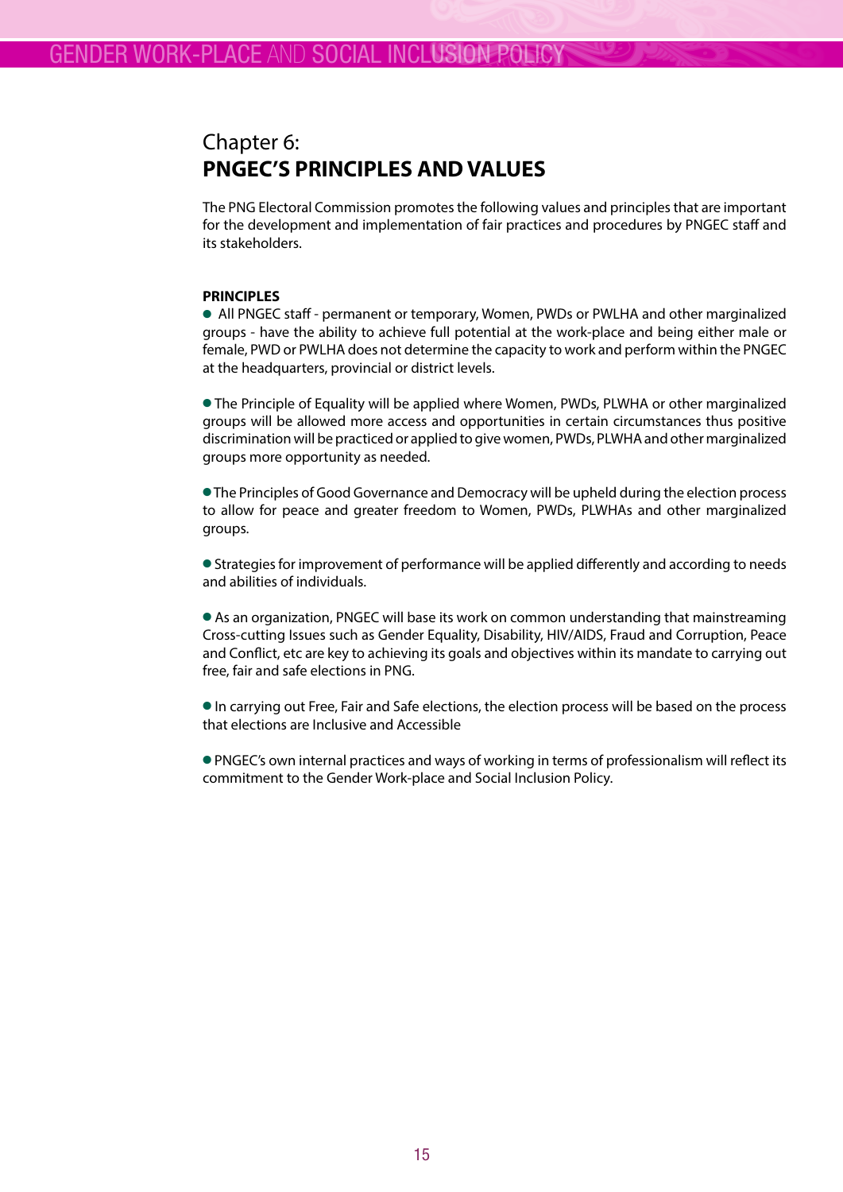# Chapter 6:
## PNGEC'S PRINCIPLES AND VALUES

The PNG Electoral Commission promotes the following values and principles that are important for the development and implementation of fair practices and procedures by PNGEC staff and its stakeholders.

**PRINCIPLES**

- All PNGEC staff - permanent or temporary, Women, PWDs or PWLHA and other marginalized groups - have the ability to achieve full potential at the work-place and being either male or female, PWD or PWLHA does not determine the capacity to work and perform within the PNGEC at the headquarters, provincial or district levels.

- The Principle of Equality will be applied where Women, PWDs, PLWHA or other marginalized groups will be allowed more access and opportunities in certain circumstances thus positive discrimination will be practiced or applied to give women, PWDs, PLWHA and other marginalized groups more opportunity as needed.

- The Principles of Good Governance and Democracy will be upheld during the election process to allow for peace and greater freedom to Women, PWDs, PLWHAs and other marginalized groups.

- Strategies for improvement of performance will be applied differently and according to needs and abilities of individuals.

- As an organization, PNGEC will base its work on common understanding that mainstreaming Cross-cutting Issues such as Gender Equality, Disability, HIV/AIDS, Fraud and Corruption, Peace and Conflict, etc are key to achieving its goals and objectives within its mandate to carrying out free, fair and safe elections in PNG.

- In carrying out Free, Fair and Safe elections, the election process will be based on the process that elections are Inclusive and Accessible

- PNGEC's own internal practices and ways of working in terms of professionalism will reflect its commitment to the Gender Work-place and Social Inclusion Policy.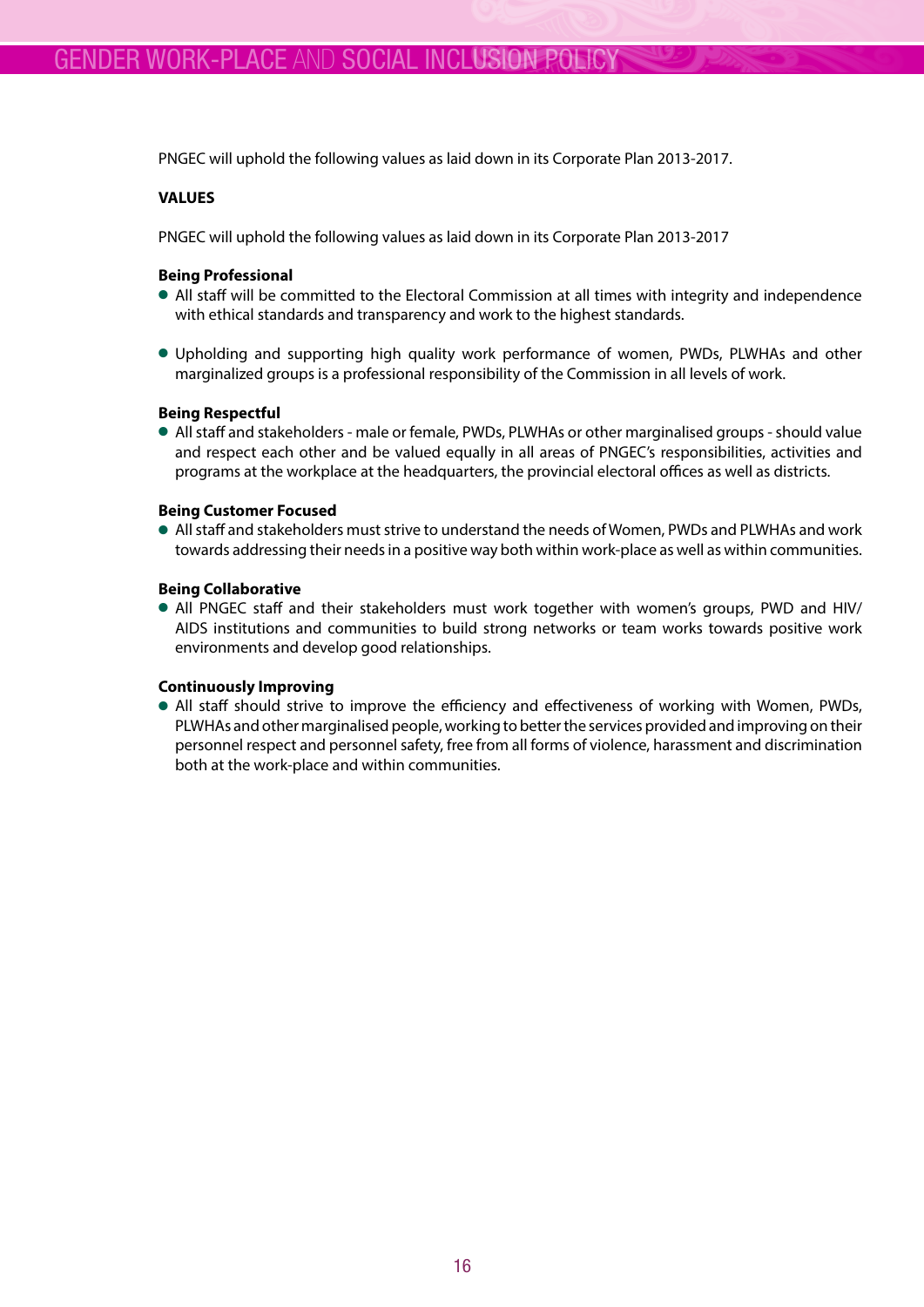PNGEC will uphold the following values as laid down in its Corporate Plan 2013-2017.

**VALUES**

PNGEC will uphold the following values as laid down in its Corporate Plan 2013-2017

**Being Professional**

- All staff will be committed to the Electoral Commission at all times with integrity and independence with ethical standards and transparency and work to the highest standards.

- Upholding and supporting high quality work performance of women, PWDs, PLWHAs and other marginalized groups is a professional responsibility of the Commission in all levels of work.

**Being Respectful**

- All staff and stakeholders - male or female, PWDs, PLWHAs or other marginalised groups - should value and respect each other and be valued equally in all areas of PNGEC's responsibilities, activities and programs at the workplace at the headquarters, the provincial electoral offices as well as districts.

**Being Customer Focused**

- All staff and stakeholders must strive to understand the needs of Women, PWDs and PLWHAs and work towards addressing their needs in a positive way both within work-place as well as within communities.

**Being Collaborative**

- All PNGEC staff and their stakeholders must work together with women's groups, PWD and HIV/AIDS institutions and communities to build strong networks or team works towards positive work environments and develop good relationships.

**Continuously Improving**

- All staff should strive to improve the efficiency and effectiveness of working with Women, PWDs, PLWHAs and other marginalised people, working to better the services provided and improving on their personnel respect and personnel safety, free from all forms of violence, harassment and discrimination both at the work-place and within communities.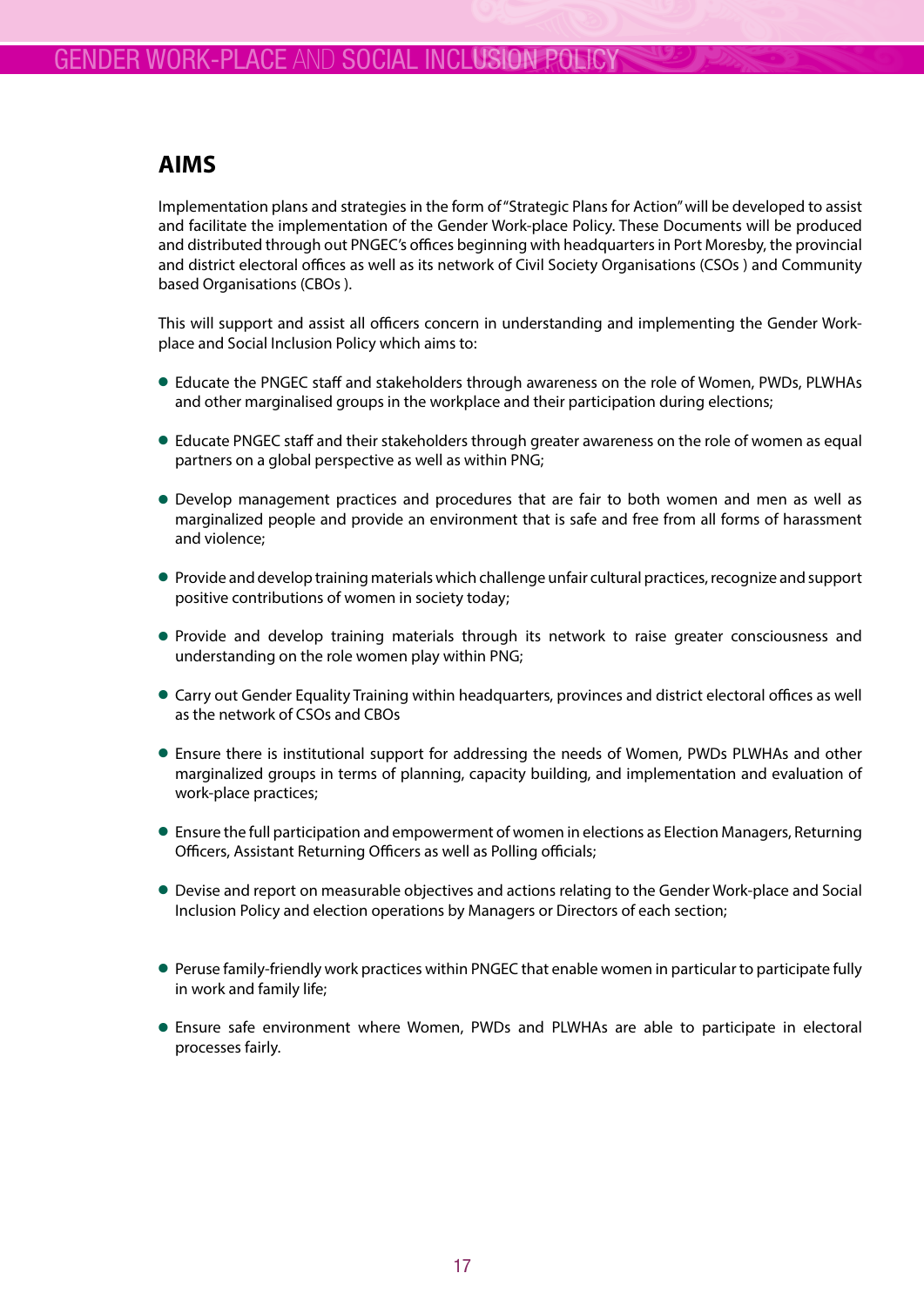## AIMS

Implementation plans and strategies in the form of "Strategic Plans for Action" will be developed to assist and facilitate the implementation of the Gender Work-place Policy. These Documents will be produced and distributed through out PNGEC's offices beginning with headquarters in Port Moresby, the provincial and district electoral offices as well as its network of Civil Society Organisations (CSOs ) and Community based Organisations (CBOs ).

This will support and assist all officers concern in understanding and implementing the Gender Work-place and Social Inclusion Policy which aims to:

- Educate the PNGEC staff and stakeholders through awareness on the role of Women, PWDs, PLWHAs and other marginalised groups in the workplace and their participation during elections;
- Educate PNGEC staff and their stakeholders through greater awareness on the role of women as equal partners on a global perspective as well as within PNG;
- Develop management practices and procedures that are fair to both women and men as well as marginalized people and provide an environment that is safe and free from all forms of harassment and violence;
- Provide and develop training materials which challenge unfair cultural practices, recognize and support positive contributions of women in society today;
- Provide and develop training materials through its network to raise greater consciousness and understanding on the role women play within PNG;
- Carry out Gender Equality Training within headquarters, provinces and district electoral offices as well as the network of CSOs and CBOs
- Ensure there is institutional support for addressing the needs of Women, PWDs PLWHAs and other marginalized groups in terms of planning, capacity building, and implementation and evaluation of work-place practices;
- Ensure the full participation and empowerment of women in elections as Election Managers, Returning Officers, Assistant Returning Officers as well as Polling officials;
- Devise and report on measurable objectives and actions relating to the Gender Work-place and Social Inclusion Policy and election operations by Managers or Directors of each section;
- Peruse family-friendly work practices within PNGEC that enable women in particular to participate fully in work and family life;
- Ensure safe environment where Women, PWDs and PLWHAs are able to participate in electoral processes fairly.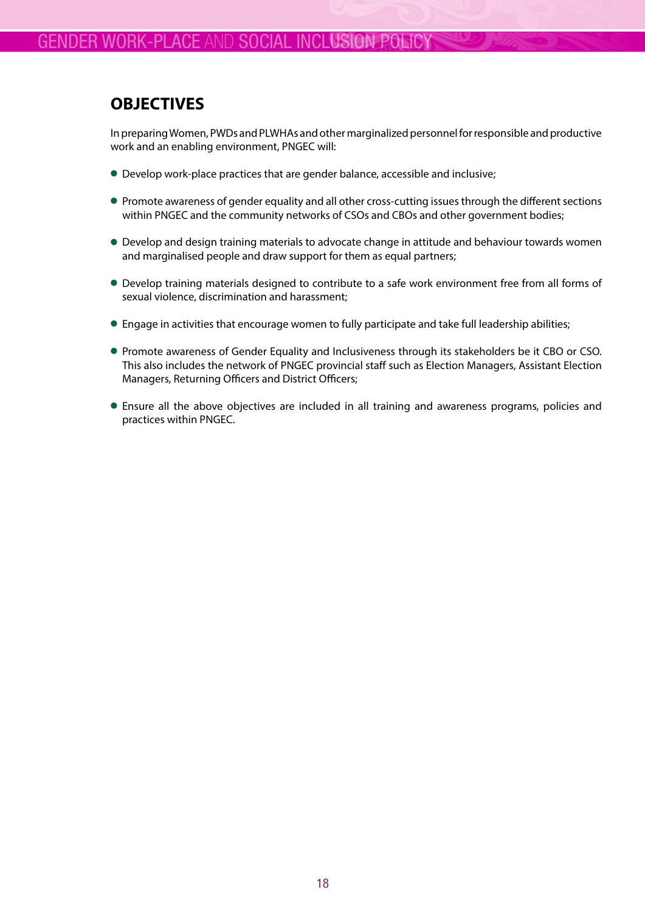## OBJECTIVES

In preparing Women, PWDs and PLWHAs and other marginalized personnel for responsible and productive work and an enabling environment, PNGEC will:

- Develop work-place practices that are gender balance, accessible and inclusive;
- Promote awareness of gender equality and all other cross-cutting issues through the different sections within PNGEC and the community networks of CSOs and CBOs and other government bodies;
- Develop and design training materials to advocate change in attitude and behaviour towards women and marginalised people and draw support for them as equal partners;
- Develop training materials designed to contribute to a safe work environment free from all forms of sexual violence, discrimination and harassment;
- Engage in activities that encourage women to fully participate and take full leadership abilities;
- Promote awareness of Gender Equality and Inclusiveness through its stakeholders be it CBO or CSO. This also includes the network of PNGEC provincial staff such as Election Managers, Assistant Election Managers, Returning Officers and District Officers;
- Ensure all the above objectives are included in all training and awareness programs, policies and practices within PNGEC.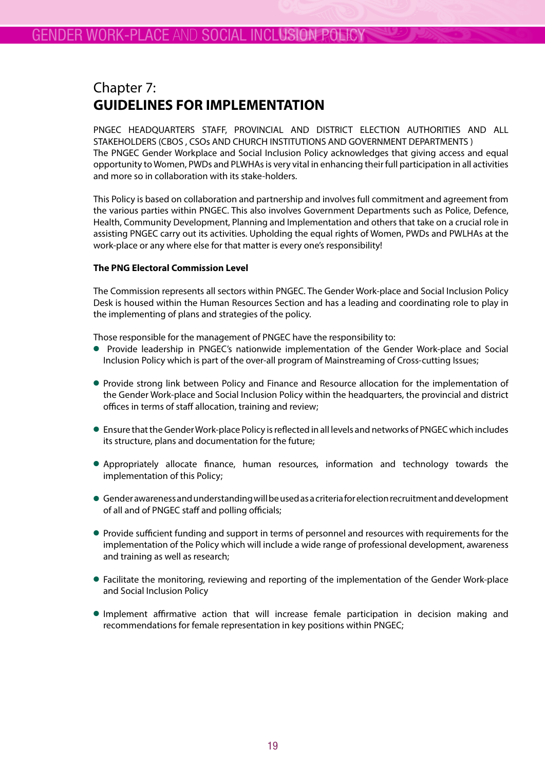# Chapter 7:
# GUIDELINES FOR IMPLEMENTATION

PNGEC HEADQUARTERS STAFF, PROVINCIAL AND DISTRICT ELECTION AUTHORITIES AND ALL STAKEHOLDERS (CBOS , CSOs AND CHURCH INSTITUTIONS AND GOVERNMENT DEPARTMENTS )
The PNGEC Gender Workplace and Social Inclusion Policy acknowledges that giving access and equal opportunity to Women, PWDs and PLWHAs is very vital in enhancing their full participation in all activities and more so in collaboration with its stake-holders.

This Policy is based on collaboration and partnership and involves full commitment and agreement from the various parties within PNGEC. This also involves Government Departments such as Police, Defence, Health, Community Development, Planning and Implementation and others that take on a crucial role in assisting PNGEC carry out its activities. Upholding the equal rights of Women, PWDs and PWLHAs at the work-place or any where else for that matter is every one's responsibility!

**The PNG Electoral Commission Level**

The Commission represents all sectors within PNGEC. The Gender Work-place and Social Inclusion Policy Desk is housed within the Human Resources Section and has a leading and coordinating role to play in the implementing of plans and strategies of the policy.

Those responsible for the management of PNGEC have the responsibility to:

- Provide leadership in PNGEC's nationwide implementation of the Gender Work-place and Social Inclusion Policy which is part of the over-all program of Mainstreaming of Cross-cutting Issues;
- Provide strong link between Policy and Finance and Resource allocation for the implementation of the Gender Work-place and Social Inclusion Policy within the headquarters, the provincial and district offices in terms of staff allocation, training and review;
- Ensure that the Gender Work-place Policy is reflected in all levels and networks of PNGEC which includes its structure, plans and documentation for the future;
- Appropriately allocate finance, human resources, information and technology towards the implementation of this Policy;
- Gender awareness and understanding will be used as a criteria for election recruitment and development of all and of PNGEC staff and polling officials;
- Provide sufficient funding and support in terms of personnel and resources with requirements for the implementation of the Policy which will include a wide range of professional development, awareness and training as well as research;
- Facilitate the monitoring, reviewing and reporting of the implementation of the Gender Work-place and Social Inclusion Policy
- Implement affirmative action that will increase female participation in decision making and recommendations for female representation in key positions within PNGEC;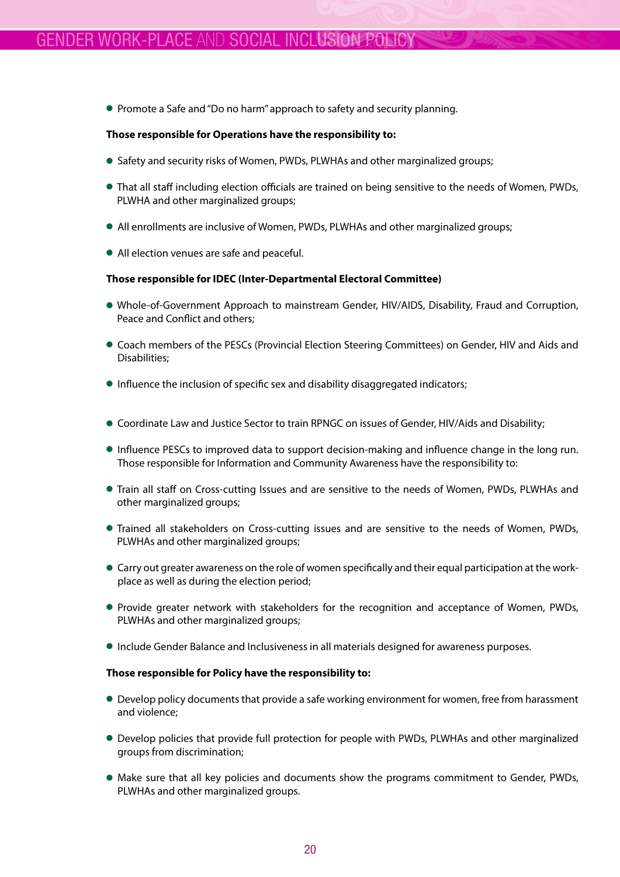- Promote a Safe and "Do no harm" approach to safety and security planning.

**Those responsible for Operations have the responsibility to:**

- Safety and security risks of Women, PWDs, PLWHAs and other marginalized groups;
- That all staff including election officials are trained on being sensitive to the needs of Women, PWDs, PLWHA and other marginalized groups;
- All enrollments are inclusive of Women, PWDs, PLWHAs and other marginalized groups;
- All election venues are safe and peaceful.

**Those responsible for IDEC (Inter-Departmental Electoral Committee)**

- Whole-of-Government Approach to mainstream Gender, HIV/AIDS, Disability, Fraud and Corruption, Peace and Conflict and others;
- Coach members of the PESCs (Provincial Election Steering Committees) on Gender, HIV and Aids and Disabilities;
- Influence the inclusion of specific sex and disability disaggregated indicators;
- Coordinate Law and Justice Sector to train RPNGC on issues of Gender, HIV/Aids and Disability;
- Influence PESCs to improved data to support decision-making and influence change in the long run. Those responsible for Information and Community Awareness have the responsibility to:
- Train all staff on Cross-cutting Issues and are sensitive to the needs of Women, PWDs, PLWHAs and other marginalized groups;
- Trained all stakeholders on Cross-cutting issues and are sensitive to the needs of Women, PWDs, PLWHAs and other marginalized groups;
- Carry out greater awareness on the role of women specifically and their equal participation at the work-place as well as during the election period;
- Provide greater network with stakeholders for the recognition and acceptance of Women, PWDs, PLWHAs and other marginalized groups;
- Include Gender Balance and Inclusiveness in all materials designed for awareness purposes.

**Those responsible for Policy have the responsibility to:**

- Develop policy documents that provide a safe working environment for women, free from harassment and violence;
- Develop policies that provide full protection for people with PWDs, PLWHAs and other marginalized groups from discrimination;
- Make sure that all key policies and documents show the programs commitment to Gender, PWDs, PLWHAs and other marginalized groups.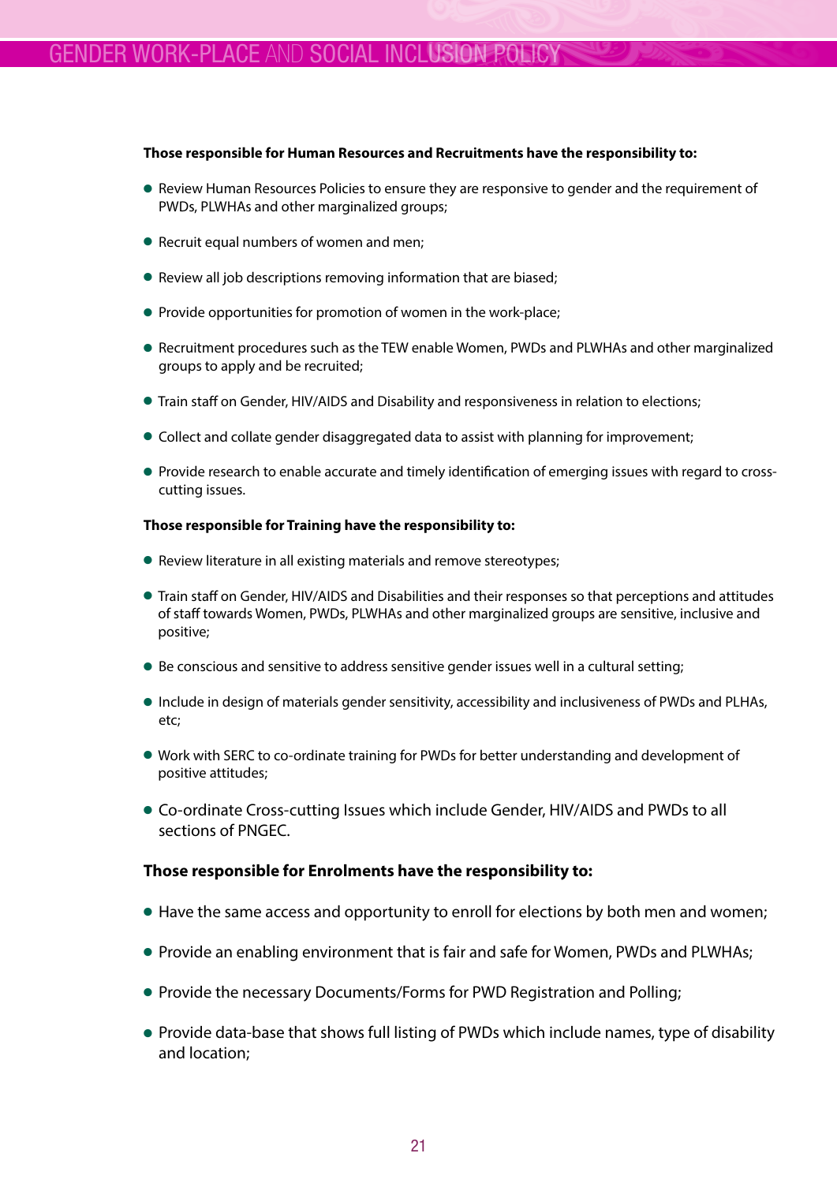**Those responsible for Human Resources and Recruitments have the responsibility to:**

- Review Human Resources Policies to ensure they are responsive to gender and the requirement of PWDs, PLWHAs and other marginalized groups;
- Recruit equal numbers of women and men;
- Review all job descriptions removing information that are biased;
- Provide opportunities for promotion of women in the work-place;
- Recruitment procedures such as the TEW enable Women, PWDs and PLWHAs and other marginalized groups to apply and be recruited;
- Train staff on Gender, HIV/AIDS and Disability and responsiveness in relation to elections;
- Collect and collate gender disaggregated data to assist with planning for improvement;
- Provide research to enable accurate and timely identification of emerging issues with regard to cross-cutting issues.

**Those responsible for Training have the responsibility to:**

- Review literature in all existing materials and remove stereotypes;
- Train staff on Gender, HIV/AIDS and Disabilities and their responses so that perceptions and attitudes of staff towards Women, PWDs, PLWHAs and other marginalized groups are sensitive, inclusive and positive;
- Be conscious and sensitive to address sensitive gender issues well in a cultural setting;
- Include in design of materials gender sensitivity, accessibility and inclusiveness of PWDs and PLHAs, etc;
- Work with SERC to co-ordinate training for PWDs for better understanding and development of positive attitudes;
- Co-ordinate Cross-cutting Issues which include Gender, HIV/AIDS and PWDs to all sections of PNGEC.

**Those responsible for Enrolments have the responsibility to:**

- Have the same access and opportunity to enroll for elections by both men and women;
- Provide an enabling environment that is fair and safe for Women, PWDs and PLWHAs;
- Provide the necessary Documents/Forms for PWD Registration and Polling;
- Provide data-base that shows full listing of PWDs which include names, type of disability and location;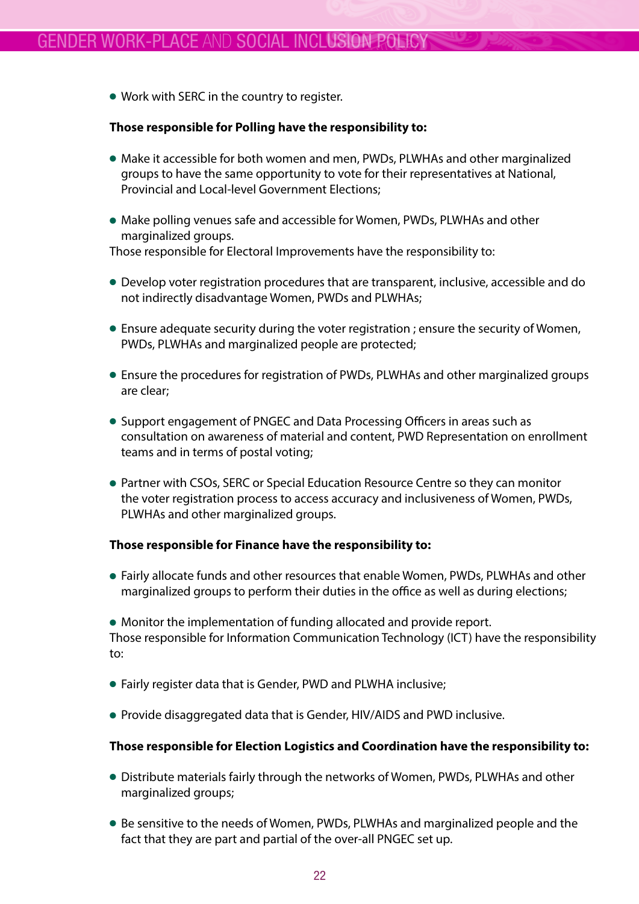- Work with SERC in the country to register.

**Those responsible for Polling have the responsibility to:**

- Make it accessible for both women and men, PWDs, PLWHAs and other marginalized groups to have the same opportunity to vote for their representatives at National, Provincial and Local-level Government Elections;

- Make polling venues safe and accessible for Women, PWDs, PLWHAs and other marginalized groups.

Those responsible for Electoral Improvements have the responsibility to:

- Develop voter registration procedures that are transparent, inclusive, accessible and do not indirectly disadvantage Women, PWDs and PLWHAs;

- Ensure adequate security during the voter registration ; ensure the security of Women, PWDs, PLWHAs and marginalized people are protected;

- Ensure the procedures for registration of PWDs, PLWHAs and other marginalized groups are clear;

- Support engagement of PNGEC and Data Processing Officers in areas such as consultation on awareness of material and content, PWD Representation on enrollment teams and in terms of postal voting;

- Partner with CSOs, SERC or Special Education Resource Centre so they can monitor the voter registration process to access accuracy and inclusiveness of Women, PWDs, PLWHAs and other marginalized groups.

**Those responsible for Finance have the responsibility to:**

- Fairly allocate funds and other resources that enable Women, PWDs, PLWHAs and other marginalized groups to perform their duties in the office as well as during elections;

- Monitor the implementation of funding allocated and provide report.

Those responsible for Information Communication Technology (ICT) have the responsibility to:

- Fairly register data that is Gender, PWD and PLWHA inclusive;

- Provide disaggregated data that is Gender, HIV/AIDS and PWD inclusive.

**Those responsible for Election Logistics and Coordination have the responsibility to:**

- Distribute materials fairly through the networks of Women, PWDs, PLWHAs and other marginalized groups;

- Be sensitive to the needs of Women, PWDs, PLWHAs and marginalized people and the fact that they are part and partial of the over-all PNGEC set up.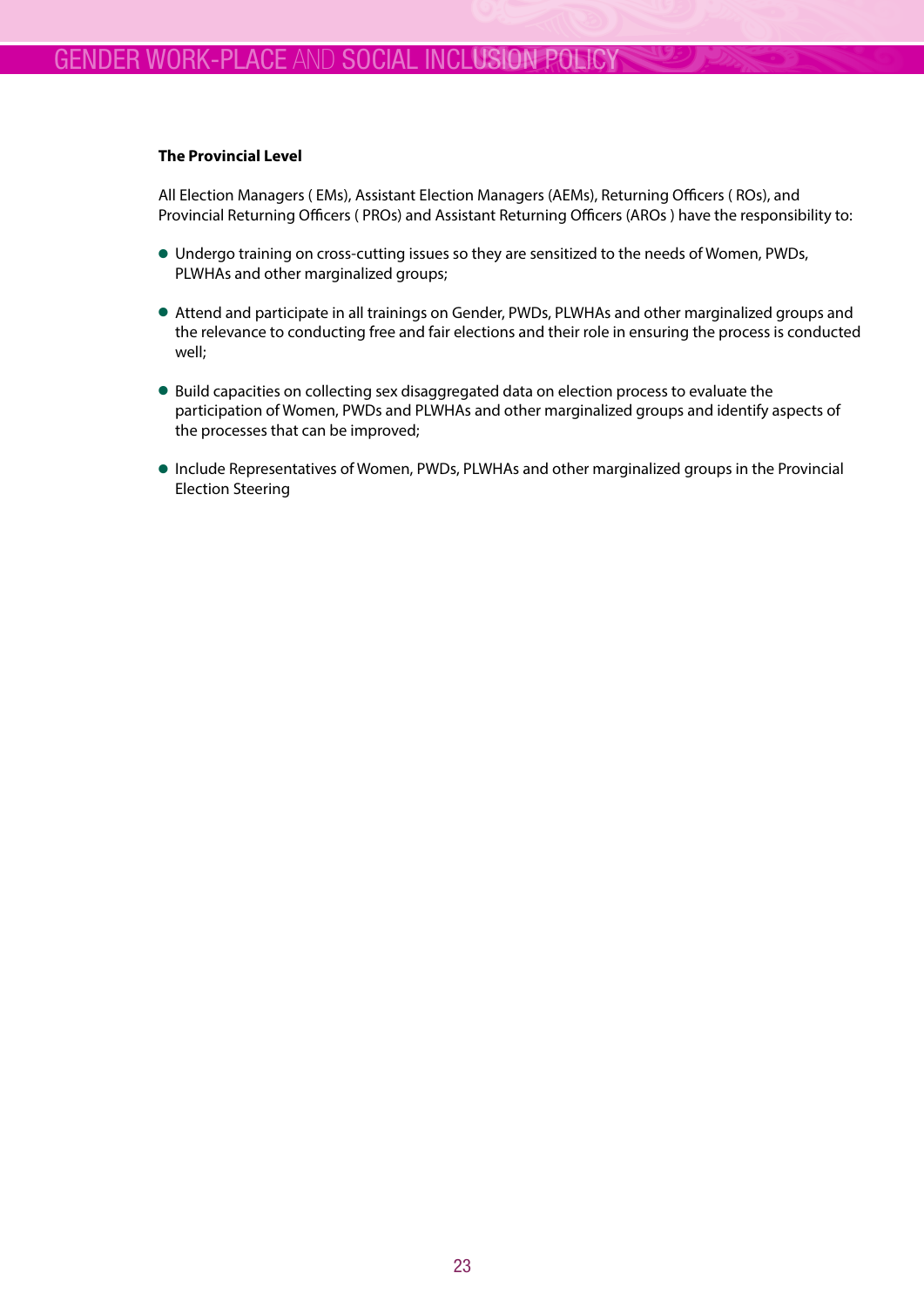**The Provincial Level**

All Election Managers ( EMs), Assistant Election Managers (AEMs), Returning Officers ( ROs), and Provincial Returning Officers ( PROs) and Assistant Returning Officers (AROs ) have the responsibility to:

- Undergo training on cross-cutting issues so they are sensitized to the needs of Women, PWDs, PLWHAs and other marginalized groups;
- Attend and participate in all trainings on Gender, PWDs, PLWHAs and other marginalized groups and the relevance to conducting free and fair elections and their role in ensuring the process is conducted well;
- Build capacities on collecting sex disaggregated data on election process to evaluate the participation of Women, PWDs and PLWHAs and other marginalized groups and identify aspects of the processes that can be improved;
- Include Representatives of Women, PWDs, PLWHAs and other marginalized groups in the Provincial Election Steering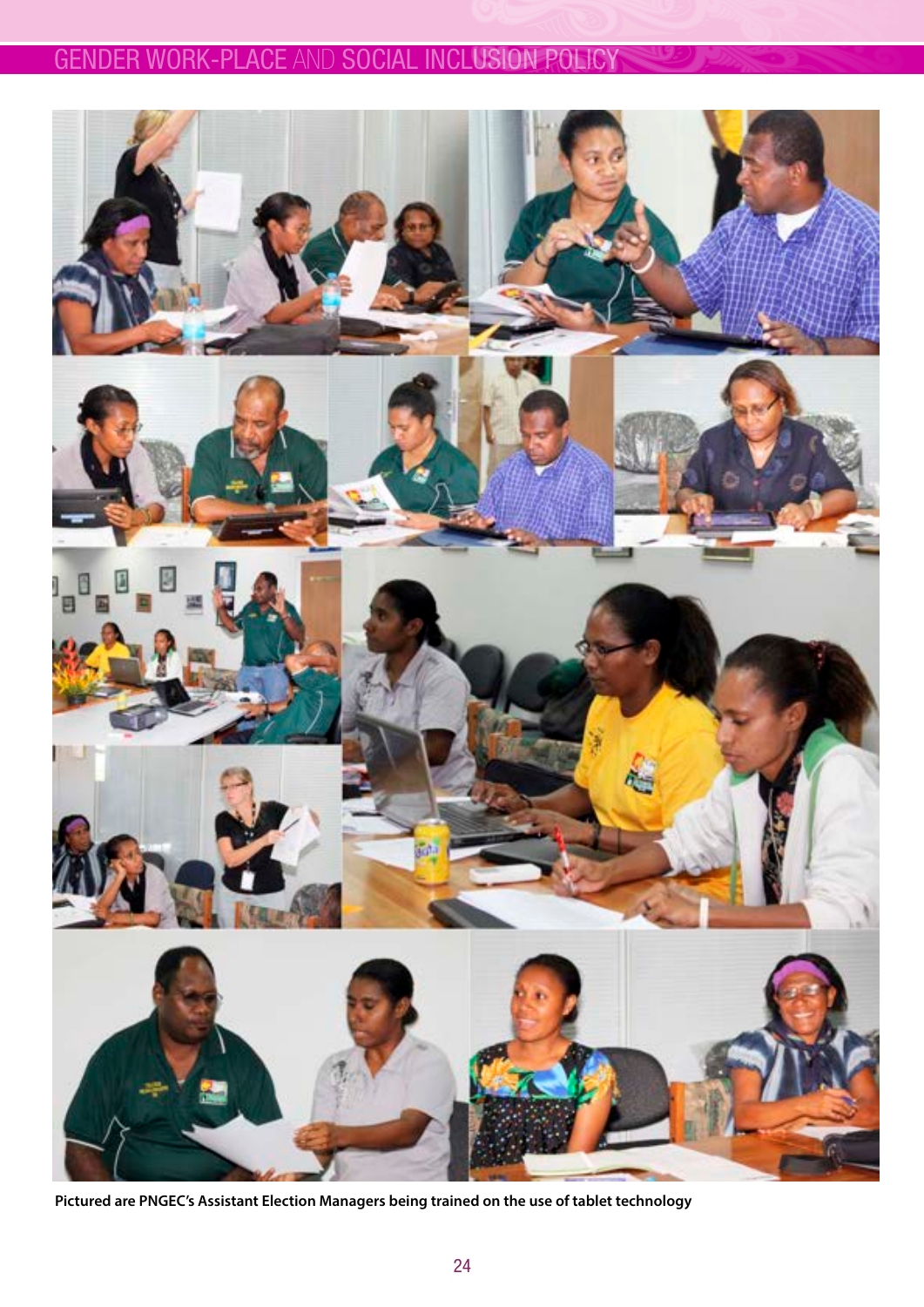**Pictured are PNGEC's Assistant Election Managers being trained on the use of tablet technology**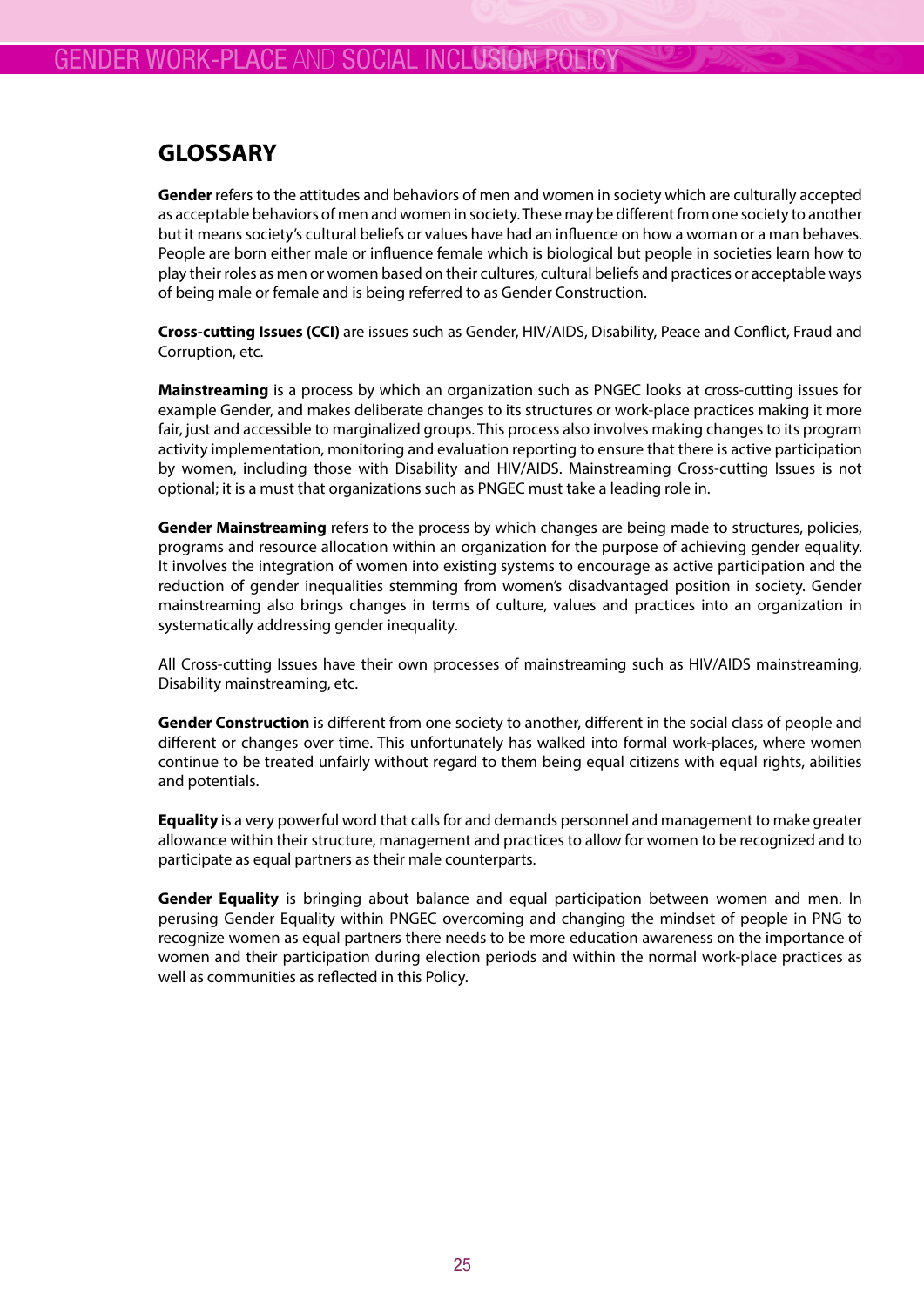## GLOSSARY

**Gender** refers to the attitudes and behaviors of men and women in society which are culturally accepted as acceptable behaviors of men and women in society. These may be different from one society to another but it means society's cultural beliefs or values have had an influence on how a woman or a man behaves. People are born either male or influence female which is biological but people in societies learn how to play their roles as men or women based on their cultures, cultural beliefs and practices or acceptable ways of being male or female and is being referred to as Gender Construction.

**Cross-cutting Issues (CCI)** are issues such as Gender, HIV/AIDS, Disability, Peace and Conflict, Fraud and Corruption, etc.

**Mainstreaming** is a process by which an organization such as PNGEC looks at cross-cutting issues for example Gender, and makes deliberate changes to its structures or work-place practices making it more fair, just and accessible to marginalized groups. This process also involves making changes to its program activity implementation, monitoring and evaluation reporting to ensure that there is active participation by women, including those with Disability and HIV/AIDS. Mainstreaming Cross-cutting Issues is not optional; it is a must that organizations such as PNGEC must take a leading role in.

**Gender Mainstreaming** refers to the process by which changes are being made to structures, policies, programs and resource allocation within an organization for the purpose of achieving gender equality. It involves the integration of women into existing systems to encourage as active participation and the reduction of gender inequalities stemming from women's disadvantaged position in society. Gender mainstreaming also brings changes in terms of culture, values and practices into an organization in systematically addressing gender inequality.

All Cross-cutting Issues have their own processes of mainstreaming such as HIV/AIDS mainstreaming, Disability mainstreaming, etc.

**Gender Construction** is different from one society to another, different in the social class of people and different or changes over time. This unfortunately has walked into formal work-places, where women continue to be treated unfairly without regard to them being equal citizens with equal rights, abilities and potentials.

**Equality** is a very powerful word that calls for and demands personnel and management to make greater allowance within their structure, management and practices to allow for women to be recognized and to participate as equal partners as their male counterparts.

**Gender Equality** is bringing about balance and equal participation between women and men. In perusing Gender Equality within PNGEC overcoming and changing the mindset of people in PNG to recognize women as equal partners there needs to be more education awareness on the importance of women and their participation during election periods and within the normal work-place practices as well as communities as reflected in this Policy.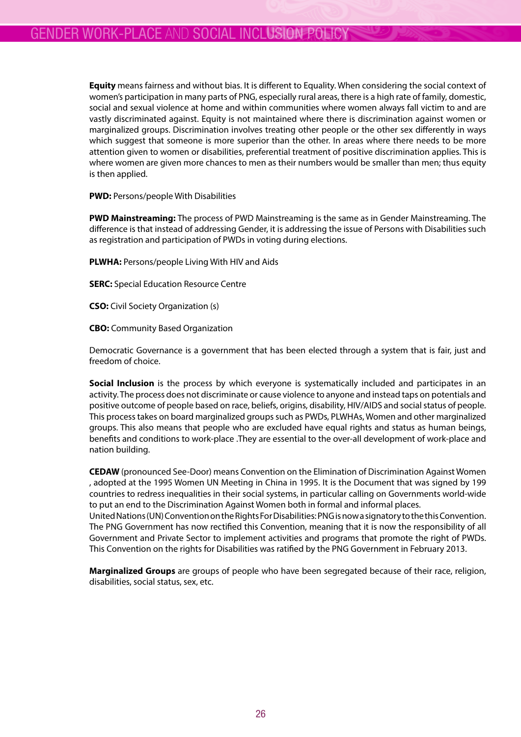**Equity** means fairness and without bias. It is different to Equality. When considering the social context of women's participation in many parts of PNG, especially rural areas, there is a high rate of family, domestic, social and sexual violence at home and within communities where women always fall victim to and are vastly discriminated against. Equity is not maintained where there is discrimination against women or marginalized groups. Discrimination involves treating other people or the other sex differently in ways which suggest that someone is more superior than the other. In areas where there needs to be more attention given to women or disabilities, preferential treatment of positive discrimination applies. This is where women are given more chances to men as their numbers would be smaller than men; thus equity is then applied.

**PWD:** Persons/people With Disabilities

**PWD Mainstreaming:** The process of PWD Mainstreaming is the same as in Gender Mainstreaming. The difference is that instead of addressing Gender, it is addressing the issue of Persons with Disabilities such as registration and participation of PWDs in voting during elections.

**PLWHA:** Persons/people Living With HIV and Aids

**SERC:** Special Education Resource Centre

**CSO:** Civil Society Organization (s)

**CBO:** Community Based Organization

Democratic Governance is a government that has been elected through a system that is fair, just and freedom of choice.

**Social Inclusion** is the process by which everyone is systematically included and participates in an activity. The process does not discriminate or cause violence to anyone and instead taps on potentials and positive outcome of people based on race, beliefs, origins, disability, HIV/AIDS and social status of people. This process takes on board marginalized groups such as PWDs, PLWHAs, Women and other marginalized groups. This also means that people who are excluded have equal rights and status as human beings, benefits and conditions to work-place .They are essential to the over-all development of work-place and nation building.

**CEDAW** (pronounced See-Door) means Convention on the Elimination of Discrimination Against Women , adopted at the 1995 Women UN Meeting in China in 1995. It is the Document that was signed by 199 countries to redress inequalities in their social systems, in particular calling on Governments world-wide to put an end to the Discrimination Against Women both in formal and informal places.
United Nations (UN) Convention on the Rights For Disabilities: PNG is now a signatory to the this Convention. The PNG Government has now rectified this Convention, meaning that it is now the responsibility of all Government and Private Sector to implement activities and programs that promote the right of PWDs. This Convention on the rights for Disabilities was ratified by the PNG Government in February 2013.

**Marginalized Groups** are groups of people who have been segregated because of their race, religion, disabilities, social status, sex, etc.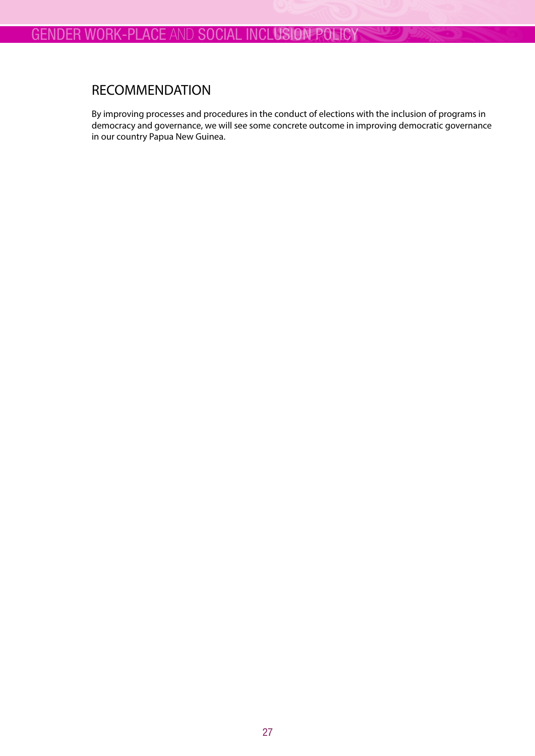## RECOMMENDATION

By improving processes and procedures in the conduct of elections with the inclusion of programs in democracy and governance, we will see some concrete outcome in improving democratic governance in our country Papua New Guinea.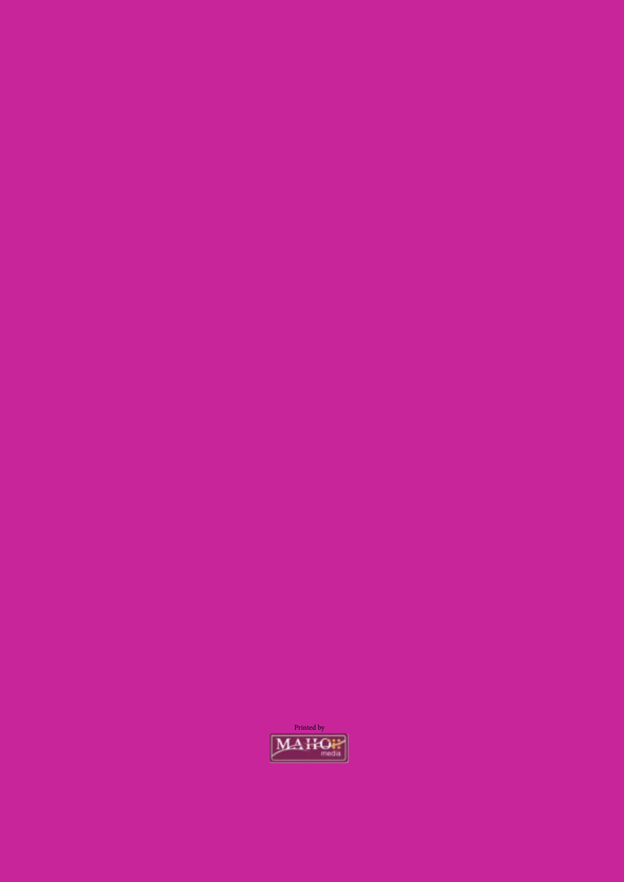Printed by

MAHOR media